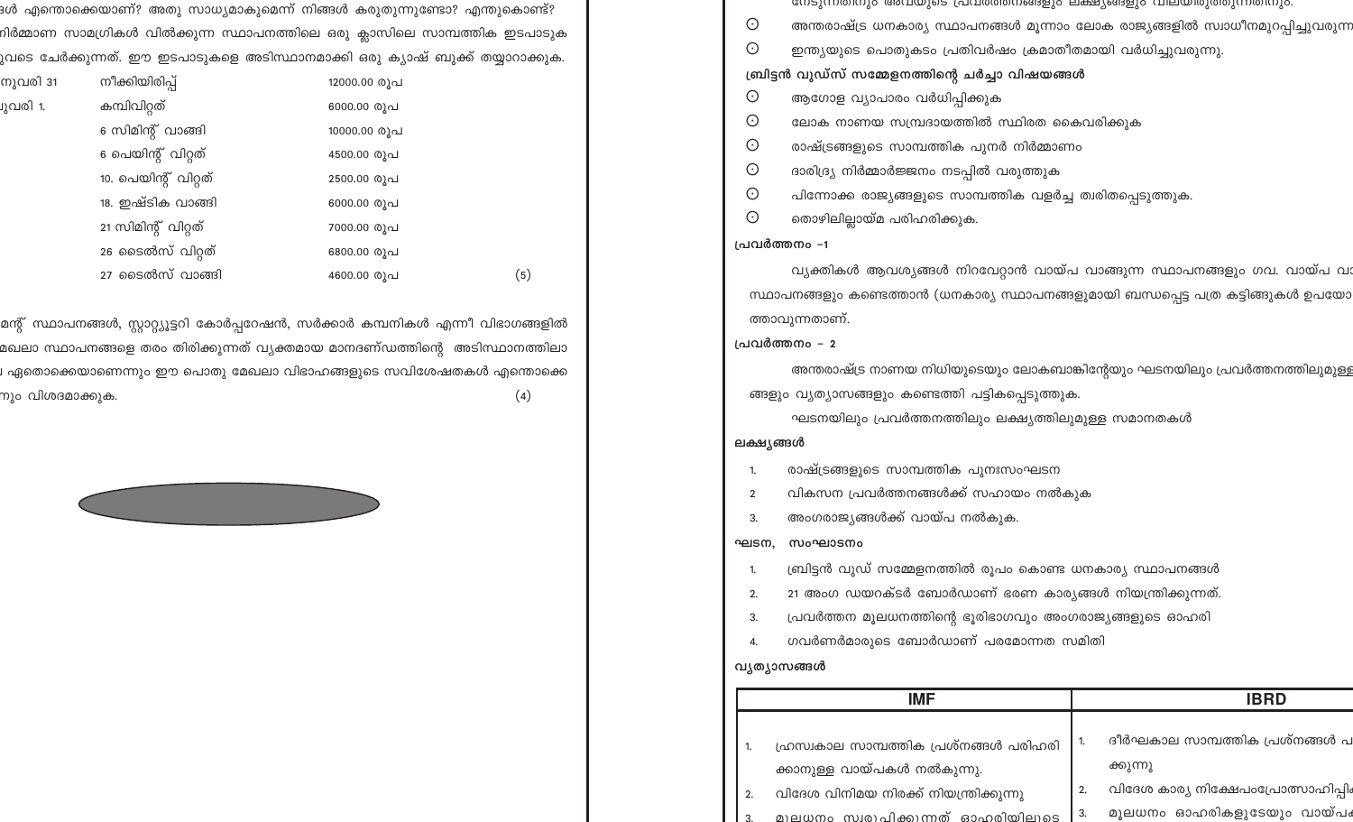ൾ എന്തൊക്കെയാണ്? അതു സാധ്യമാകുമെന്ന് നിങ്ങൾ കരുതുന്നുണ്ടോ? എന്തുകൊണ്ട്?

നിർമ്മാണ സാമഗ്രികൾ വിൽക്കുന്ന സ്ഥാപനത്തിലെ ഒരു ക്ലാസിലെ സാമ്പത്തിക ഇടപാടുക ുവടെ ചേർക്കുന്നത്. ഈ ഇടപാടുകളെ അടിസ്ഥാനമാക്കി ഒരു ക്യാഷ് ബുക്ക് തയ്യാറാക്കുക.

| | | |
|---|---|---|
| നുവരി 31 | നീക്കിയിരിപ്പ് | 12000.00 രൂപ |
| ുവരി 1. | കമ്പിവിറ്റത് | 6000.00 രൂപ |
| | 6 സിമിന്റ് വാങ്ങി | 10000.00 രൂപ |
| | 6 പെയിന്റ് വിറ്റത് | 4500.00 രൂപ |
| | 10. പെയിന്റ് വിറ്റത് | 2500.00 രൂപ |
| | 18. ഇഷ്ടിക വാങ്ങി | 6000.00 രൂപ |
| | 21 സിമിന്റ് വിറ്റത് | 7000.00 രൂപ |
| | 26 ടൈൽസ് വിറ്റത് | 6800.00 രൂപ |
| | 27 ടൈൽസ് വാങ്ങി | 4600.00 രൂപ |

(5)

മന്റ് സ്ഥാപനങ്ങൾ, സ്റ്റാറ്റ്യൂട്ടറി കോർപ്പറേഷൻ, സർക്കാർ കമ്പനികൾ എന്നീ വിഭാഗങ്ങളിൽ മേഖലാ സ്ഥാപനങ്ങളെ തരം തിരിക്കുന്നത് വ്യക്തമായ മാനദണ്ഡത്തിന്റെ അടിസ്ഥാനത്തിലാ ഏതൊക്കെയാണെന്നും ഈ പൊതു മേഖലാ വിഭാഗങ്ങളുടെ സവിശേഷതകൾ എന്തൊക്കെ നും വിശദമാക്കുക. (4)

നേടുന്നതിനും അവയുടെ പ്രവർത്തനങ്ങളും ലക്ഷ്യങ്ങളും വിലയിരുത്തുന്നതിനും.

- അന്തരാഷ്ട്ര ധനകാര്യ സ്ഥാപനങ്ങൾ മൂന്നാം ലോക രാജ്യങ്ങളിൽ സ്വാധീനമുറപ്പിച്ചുവരുന്ന
- ഇന്ത്യയുടെ പൊതുകടം പ്രതിവർഷം ക്രമാതീതമായി വർധിച്ചുവരുന്നു.

**ബ്രിട്ടൻ വുഡ്സ് സമ്മേളനത്തിന്റെ ചർച്ചാ വിഷയങ്ങൾ**

- ആഗോള വ്യാപാരം വർധിപ്പിക്കുക
- ലോക നാണയ സമ്പ്രദായത്തിൽ സ്ഥിരത കൈവരിക്കുക
- രാഷ്ട്രങ്ങളുടെ സാമ്പത്തിക പുനർ നിർമ്മാണം
- ദാരിദ്ര്യ നിർമ്മാർജ്ജനം നടപ്പിൽ വരുത്തുക
- പിന്നോക്ക രാജ്യങ്ങളുടെ സാമ്പത്തിക വളർച്ച ത്വരിതപ്പെടുത്തുക.
- തൊഴിലില്ലായ്മ പരിഹരിക്കുക.

**പ്രവർത്തനം –1**

വ്യക്തികൾ ആവശ്യങ്ങൾ നിറവേറ്റാൻ വായ്പ വാങ്ങുന്ന സ്ഥാപനങ്ങളും ഗവ. വായ്പ വാ സ്ഥാപനങ്ങളും കണ്ടെത്താൻ (ധനകാര്യ സ്ഥാപനങ്ങളുമായി ബന്ധപ്പെട്ട പത്ര കട്ടിങ്ങുകൾ ഉപയോ ത്താവുന്നതാണ്.

**പ്രവർത്തനം – 2**

അന്തരാഷ്ട്ര നാണയ നിധിയുടെയും ലോകബാങ്കിന്റേയും ഘടനയിലും പ്രവർത്തനത്തിലുമുള്ള ങ്ങളും വ്യത്യാസങ്ങളും കണ്ടെത്തി പട്ടികപ്പെടുത്തുക.

ഘടനയിലും പ്രവർത്തനത്തിലും ലക്ഷ്യത്തിലുമുള്ള സമാനതകൾ

**ലക്ഷ്യങ്ങൾ**

1. രാഷ്ട്രങ്ങളുടെ സാമ്പത്തിക പുനഃസംഘടന
2. വികസന പ്രവർത്തനങ്ങൾക്ക് സഹായം നൽകുക
3. അംഗരാജ്യങ്ങൾക്ക് വായ്പ നൽകുക.

**ഘടന, സംഘാടനം**

1. ബ്രിട്ടൻ വുഡ് സമ്മേളനത്തിൽ രൂപം കൊണ്ട ധനകാര്യ സ്ഥാപനങ്ങൾ
2. 21 അംഗ ഡയറക്ടർ ബോർഡാണ് ഭരണ കാര്യങ്ങൾ നിയന്ത്രിക്കുന്നത്.
3. പ്രവർത്തന മൂലധനത്തിന്റെ ഭൂരിഭാഗവും അംഗരാജ്യങ്ങളുടെ ഓഹരി
4. ഗവർണർമാരുടെ ബോർഡാണ് പരമോന്നത സമിതി

**വ്യത്യാസങ്ങൾ**

| IMF | IBRD |
|---|---|
| 1. ഹ്രസ്വകാല സാമ്പത്തിക പ്രശ്നങ്ങൾ പരിഹരിക്കാനുള്ള വായ്പകൾ നൽകുന്നു. | 1. ദീർഘകാല സാമ്പത്തിക പ്രശ്നങ്ങൾ പ ക്കുന്നു |
| 2. വിദേശ വിനിമയ നിരക്ക് നിയന്ത്രിക്കുന്നു | 2. വിദേശ കാര്യ നിക്ഷേപംപ്രോത്സാഹിപ്പി |
| 3. മൂലധനം സ്വരൂപിക്കുന്നത് ഓഹരിയിലൂടെ | 3. മൂലധനം ഓഹരികളുടേയും വായ്പ |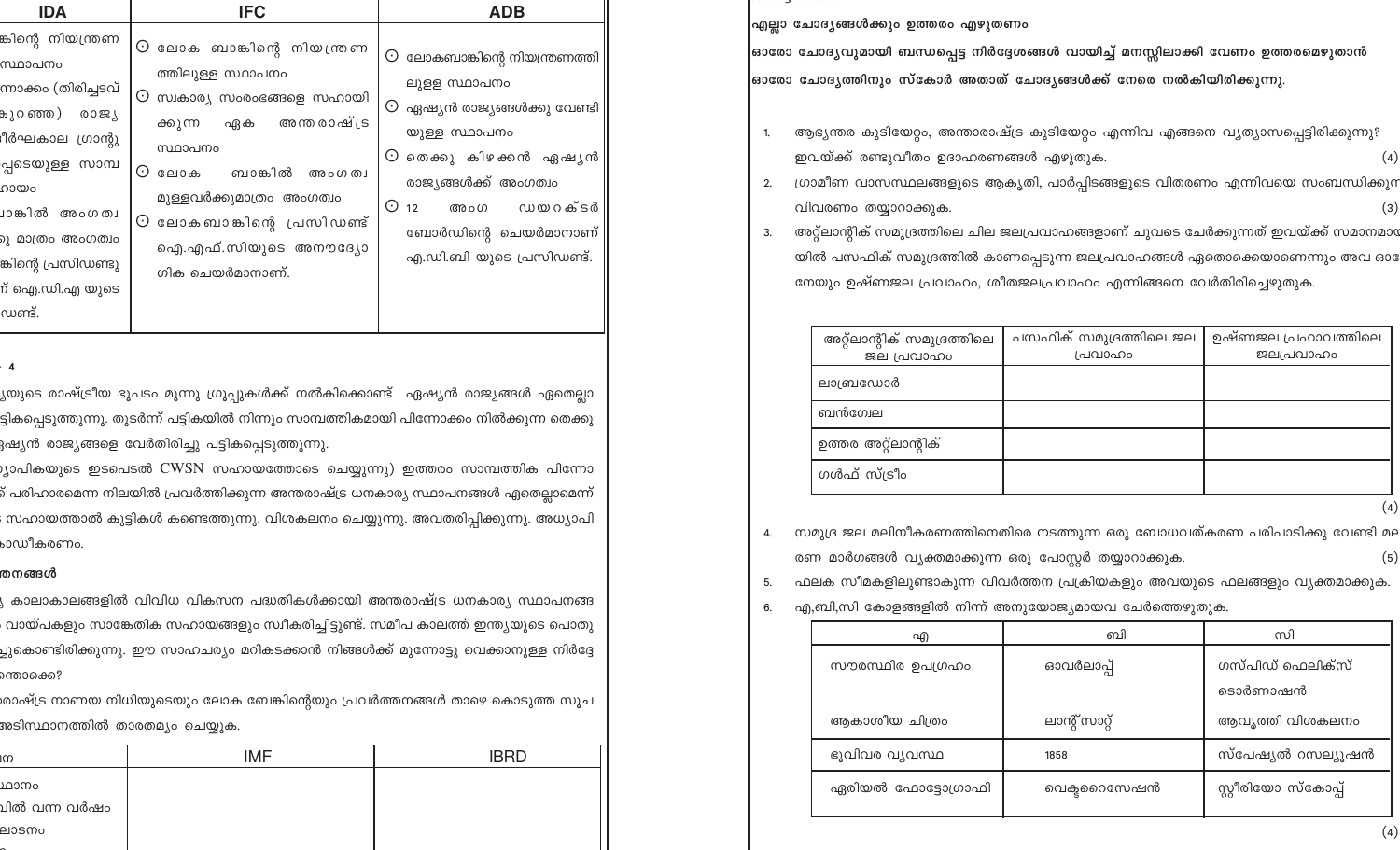| IDA | IFC | ADB |
| --- | --- | --- |
| ...ങ്കിന്റെ നിയന്ത്രണ ...സ്ഥാപനം ...ന്നാക്കം (തിരിച്ചടവ് ...കുറഞ്ഞ) രാജ്യ ...ദീർഘകാല ഗ്രാന്റു ...പ്പെടെയുള്ള സാമ്പ ...ഹായം ...ാങ്കിൽ അംഗത്വ ...ു മാത്രം അംഗത്വം ...ങ്കിന്റെ പ്രസിഡണ്ടു ...് ഐ.ഡി.എ യുടെ ...ഡണ്ട്. | ⊙ ലോക ബാങ്കിന്റെ നിയന്ത്രണത്തിലുള്ള സ്ഥാപനം ⊙ സ്വകാര്യ സംരംഭങ്ങളെ സഹായിക്കുന്ന ഏക അന്തരാഷ്ട്ര സ്ഥാപനം ⊙ ലോക ബാങ്കിൽ അംഗത്വമുള്ളവർക്കുമാത്രം അംഗത്വം ⊙ ലോകബാങ്കിന്റെ പ്രസിഡണ്ട് ഐ.എഫ്.സിയുടെ അനൗദ്യോഗിക ചെയർമാനാണ്. | ⊙ ലോകബാങ്കിന്റെ നിയന്ത്രണത്തിലുള്ള സ്ഥാപനം ⊙ ഏഷ്യൻ രാജ്യങ്ങൾക്കു വേണ്ടിയുള്ള സ്ഥാപനം ⊙ തെക്കു കിഴക്കൻ ഏഷ്യൻ രാജ്യങ്ങൾക്ക് അംഗത്വം ⊙ 12 അംഗ ഡയറക്ടർ ബോർഡിന്റെ ചെയർമാനാണ് എ.ഡി.ബി യുടെ പ്രസിഡണ്ട്. |

... 4

...്യയുടെ രാഷ്ട്രീയ ഭൂപടം മൂന്നു ഗ്രൂപ്പുകൾക്ക് നൽകിക്കൊണ്ട് ഏഷ്യൻ രാജ്യങ്ങൾ ഏതെല്ലാ...ട്ടികപ്പെടുത്തുന്നു. തുടർന്ന് പട്ടികയിൽ നിന്നും സാമ്പത്തികമായി പിന്നോക്കം നിൽക്കുന്ന തെക്കു...ഏഷ്യൻ രാജ്യങ്ങളെ വേർതിരിച്ചു പട്ടികപ്പെടുത്തുന്നു.

...്യാപികയുടെ ഇടപെടൽ CWSN സഹായത്തോടെ ചെയ്യുന്നു) ഇത്തരം സാമ്പത്തിക പിന്നോ...് പരിഹാരമെന്ന നിലയിൽ പ്രവർത്തിക്കുന്ന അന്താരാഷ്ട്ര ധനകാര്യ സ്ഥാപനങ്ങൾ ഏതെല്ലാമെന്ന് ...സഹായത്താൽ കുട്ടികൾ കണ്ടെത്തുന്നു. വിശകലനം ചെയ്യുന്നു. അവതരിപ്പിക്കുന്നു. അധ്യാപി...ോഡീകരണം.

...ത്തനങ്ങൾ

...് കാലാകാലങ്ങളിൽ വിവിധ വികസന പദ്ധതികൾക്കായി അന്താരാഷ്ട്ര ധനകാര്യ സ്ഥാപനങ്ങ...വായ്പകളും സാങ്കേതിക സഹായങ്ങളും സ്വീകരിച്ചിട്ടുണ്ട്. സമീപ കാലത്ത് ഇന്ത്യയുടെ പൊതു...്ലുകൊണ്ടിരിക്കുന്നു. ഈ സാഹചര്യം മറികടക്കാൻ നിങ്ങൾക്ക് മുന്നോട്ടു വെക്കാനുള്ള നിർദ്ദേ...ന്തൊക്കെ?

...രാഷ്ട്ര നാണയ നിധിയുടെയും ലോക ബേങ്കിന്റെയും പ്രവർത്തനങ്ങൾ താഴെ കൊടുത്ത സൂച...അടിസ്ഥാനത്തിൽ താരതമ്യം ചെയ്യുക.

| ...ന | IMF | IBRD |
| --- | --- | --- |
| ...ഥാനം | | |
| ...വിൽ വന്ന വർഷം | | |
| ...ലാസനം | | |

എല്ലാ ചോദ്യങ്ങൾക്കും ഉത്തരം എഴുതണം

ഓരോ ചോദ്യവുമായി ബന്ധപ്പെട്ട നിർദ്ദേശങ്ങൾ വായിച്ച് മനസ്സിലാക്കി വേണം ഉത്തരമെഴുതാൻ

ഓരോ ചോദ്യത്തിനും സ്കോർ അതാത് ചോദ്യങ്ങൾക്ക് നേരെ നൽകിയിരിക്കുന്നു.

1. ആഭ്യന്തര കുടിയേറ്റം, അന്താരാഷ്ട്ര കുടിയേറ്റം എന്നിവ എങ്ങനെ വ്യത്യാസപ്പെട്ടിരിക്കുന്നു? ഇവയ്ക്ക് രണ്ടുവീതം ഉദാഹരണങ്ങൾ എഴുതുക. (4)
2. ഗ്രാമീണ വാസസ്ഥലങ്ങളുടെ ആകൃതി, പാർപ്പിടങ്ങളുടെ വിതരണം എന്നിവയെ സംബന്ധിക്കു... വിവരണം തയ്യാറാക്കുക. (3)
3. അറ്റ്ലാന്റിക് സമുദ്രത്തിലെ ചില ജലപ്രവാഹങ്ങളാണ് ചുവടെ ചേർക്കുന്നത് ഇവയ്ക്ക് സമാനമാ...യിൽ പസഫിക് സമുദ്രത്തിൽ കാണപ്പെടുന്ന ജലപ്രവാഹങ്ങൾ ഏതൊക്കെയാണെന്നും അവ ഓ...നേയും ഉഷ്ണജല പ്രവാഹം, ശീതജലപ്രവാഹം എന്നിങ്ങനെ വേർതിരിച്ചെഴുതുക.

| അറ്റ്ലാന്റിക് സമുദ്രത്തിലെ ജല പ്രവാഹം | പസഫിക് സമുദ്രത്തിലെ ജല പ്രവാഹം | ഉഷ്ണജല പ്രഹാവത്തിലെ ജലപ്രവാഹം |
| --- | --- | --- |
| ലാബ്രഡോർ | | |
| ബൻഗ്വേല | | |
| ഉത്തര അറ്റ്ലാന്റിക് | | |
| ഗൾഫ് സ്ട്രീം | | |

(4)

4. സമുദ്ര ജല മലിനീകരണത്തിനെതിരെ നടത്തുന്ന ഒരു ബോധവത്കരണ പരിപാടിക്കു വേണ്ടി മ...രണ മാർഗങ്ങൾ വ്യക്തമാക്കുന്ന ഒരു പോസ്റ്റർ തയ്യാറാക്കുക. (5)
5. ഫലക സീമകളിലുണ്ടാകുന്ന വിവർത്തന പ്രക്രിയകളും അവയുടെ ഫലങ്ങളും വ്യക്തമാക്കുക.
6. എ,ബി,സി കോളങ്ങളിൽ നിന്ന് അനുയോജ്യമായവ ചേർത്തെഴുതുക.

| എ | ബി | സി |
| --- | --- | --- |
| സൗരസ്ഥിര ഉപഗ്രഹം | ഓവർലാപ്പ് | ഗസ്പിഡ് ഫെലിക്സ് ടൊർണാഷൻ |
| ആകാശീയ ചിത്രം | ലാന്റ് സാറ്റ് | ആവൃത്തി വിശകലനം |
| ഭൂവിവര വ്യവസ്ഥ | 1858 | സ്പേഷ്യൽ റസല്യൂഷൻ |
| ഏരിയൽ ഫോട്ടോഗ്രാഫി | വെക്ടറൈസേഷൻ | സ്റ്റീരിയോ സ്കോപ്പ് |

(4)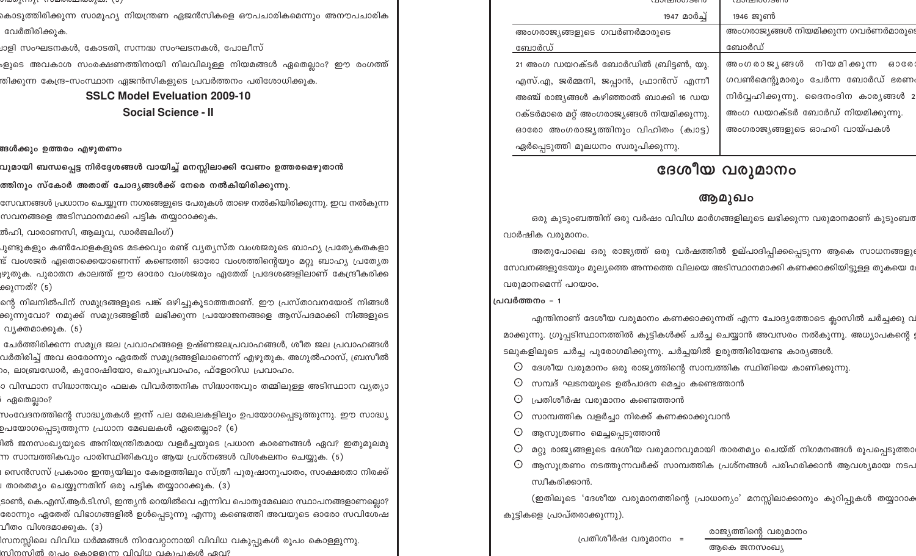കൊടുത്തിരിക്കുന്ന സാമൂഹ്യ നിയന്ത്രണ ഏജൻസികളെ ഔപചാരികമെന്നും അനൗപചാരിക വേർതിരിക്കുക.

ാളി സംഘടനകൾ, കോടതി, സന്നദ്ധ സംഘടനകൾ, പോലീസ്

ളുടെ അവകാശ സംരക്ഷണത്തിനായി നിലവിലുള്ള നിയമങ്ങൾ ഏതെല്ലാം? ഈ രംഗത്ത് ത്തിക്കുന്ന കേന്ദ്ര-സംസ്ഥാന ഏജൻസികളുടെ പ്രവർത്തനം പരിശോധിക്കുക.

## SSLC Model Eveluation 2009-10

## Social Science - II

ങ്ങൾക്കും ഉത്തരം എഴുതണം

വുമായി ബന്ധപ്പെട്ട നിർദ്ദേശങ്ങൾ വായിച്ച് മനസ്സിലാക്കി വേണം ഉത്തരമെഴുതാൻ

ത്തിനും സ്കോർ അതാത് ചോദ്യങ്ങൾക്ക് നേരെ നൽകിയിരിക്കുന്നു.

സേവനങ്ങൾ പ്രധാനം ചെയ്യുന്ന നഗരങ്ങളുടെ പേരുകൾ താഴെ നൽകിയിരിക്കുന്നു. ഇവ നൽകുന്ന സേവനങ്ങളെ അടിസ്ഥാനമാക്കി പട്ടിക തയ്യാറാക്കുക.

ൽഹി, വാരാണസി, ആലുവ, ഡാർജലിംഗ്)

ചുണ്ടുകളും കൺപോളകളുടെ മടക്കവും രണ്ട് വ്യത്യസ്ത വംശജരുടെ ബാഹ്യ പ്രത്യേകതകളാ ് വംശജർ ഏതൊക്കെയാണെന്ന് കണ്ടെത്തി ഓരോ വംശത്തിന്റെയും മറ്റു ബാഹ്യ പ്രത്യേത ഴുതുക. പുരാതന കാലത്ത് ഈ ഓരോ വംശജരും ഏതേത് പ്രദേശങ്ങളിലാണ് കേന്ദ്രീകരിക്ക ക്കുന്നത്? (5)

ന്റെ നിലനിൽപിന് സമുദ്രങ്ങളുടെ പങ്ക് ഒഴിച്ചുകൂടാത്തതാണ്. ഈ പ്രസ്താവനയോട് നിങ്ങൾ ക്കുന്നുവോ? നമുക്ക് സമുദ്രങ്ങളിൽ ലഭിക്കുന്ന പ്രയോജനങ്ങളെ ആസ്പദമാക്കി നിങ്ങളുടെ വ്യക്തമാക്കുക. (5)

ചേർത്തിരിക്കുന്ന സമുദ്ര ജല പ്രവാഹങ്ങളെ ഉഷ്ണജലപ്രവാഹങ്ങൾ, ശീത ജല പ്രവാഹങ്ങൾ വർതിരിച്ച് അവ ഓരോന്നും ഏതേത് സമുദ്രങ്ങളിലാണെന്ന് എഴുതുക. അഗുൽഹാസ്, ബ്രസീൽ ം, ലാബ്രഡോർ, കുറോഷിയോ, ചെറുപ്രവാഹം, ഫ്ളോറിഡ പ്രവാഹം.

ാ വിസ്ഥാന സിദ്ധാന്തവും ഫലക വിവർത്തനിക സിദ്ധാന്തവും തമ്മിലുള്ള അടിസ്ഥാന വ്യത്യാ ഏതെല്ലാം?

സംവേദനത്തിന്റെ സാദ്ധ്യതകൾ ഇന്ന് പല മേഖലകളിലും ഉപയോഗപ്പെടുത്തുന്നു. ഈ സാദ്ധ്യ ഉപയോഗപ്പെടുത്തുന്ന പ്രധാന മേഖലകൾ ഏതെല്ലാം? (6)

ിൽ ജനസംഖ്യയുടെ അനിയന്ത്രിതമായ വളർച്ചയുടെ പ്രധാന കാരണങ്ങൾ ഏവ? ഇതുമൂലമു ന്ന സാമ്പത്തികവും പാരിസ്ഥിതികവും ആയ പ്രശ്നങ്ങൾ വിശകലനം ചെയ്യുക. (5)

സെൻസസ് പ്രകാരം ഇന്ത്യയിലും കേരളത്തിലും സ്ത്രീ പുരുഷാനുപാതം, സാക്ഷരതാ നിരക്ക് താരതമ്യം ചെയ്യുന്നതിന് ഒരു പട്ടിക തയ്യാറാക്കുക. (3)

ടാൺ, കെ.എസ്.ആർ.ടി.സി, ഇന്ത്യൻ റെയിൽവെ എന്നിവ പൊതുമേഖലാ സ്ഥാപനങ്ങളാണല്ലൊ? രോന്നും ഏതേത് വിഭാഗങ്ങളിൽ ഉൾപ്പെടുന്നു എന്നു കണ്ടെത്തി അവയുടെ ഓരോ സവിശേഷ വീതം വിശദമാക്കുക. (3)

സിനസ്സിലെ വിവിധ ധർമ്മങ്ങൾ നിറവേറ്റാനായി വിവിധ വകുപ്പുകൾ രൂപം കൊള്ളുന്നു. സിനസിൽ രൂപം കൊള്ളുന്ന വിവിധ വകുപ്പുകൾ ഏവ?

| പ്രവർത്തനം 1947 മാർച്ച് | പ്രവർത്തനം 1946 ജൂൺ |
|---|---|
| അംഗരാജ്യങ്ങളുടെ ഗവർണർമാരുടെ ബോർഡ് | അംഗരാജ്യങ്ങൾ നിയമിക്കുന്ന ഗവർണർമാരുടെ ബോർഡ് |
| 21 അംഗ ഡയറക്ടർ ബോർഡിൽ ബ്രിട്ടൺ, യു.എസ്.എ, ജർമ്മനി, ജപ്പാൻ, ഫ്രാൻസ് എന്നീ അഞ്ച് രാജ്യങ്ങൾ കഴിഞ്ഞാൽ ബാക്കി 16 ഡയറക്ടർമാരെ മറ്റ് അംഗരാജ്യങ്ങൾ നിയമിക്കുന്നു. ഓരോ അംഗരാജ്യത്തിനും വിഹിതം (ക്വാട്ട) ഏർപ്പെടുത്തി മൂലധനം സ്വരൂപിക്കുന്നു. | അംഗരാജ്യങ്ങൾ നിയമിക്കുന്ന ഓരോ ഗവൺമെന്റുമാരും ചേർന്ന ബോർഡ് ഭരണം നിർവ്വഹിക്കുന്നു. ദൈനംദിന കാര്യങ്ങൾ 2 അംഗ ഡയറക്ടർ ബോർഡ് നിയമിക്കുന്നു. അംഗരാജ്യങ്ങളുടെ ഓഹരി വായ്പകൾ |

# ദേശീയ വരുമാനം

## ആമുഖം

ഒരു കുടുംബത്തിന് ഒരു വർഷം വിവിധ മാർഗങ്ങളിലൂടെ ലഭിക്കുന്ന വരുമാനമാണ് കുടുംബത്തിന്റെ വാർഷിക വരുമാനം.

അതുപോലെ ഒരു രാജ്യത്ത് ഒരു വർഷത്തിൽ ഉല്പാദിപ്പിക്കപ്പെടുന്ന ആകെ സാധനങ്ങളുടെ സേവനങ്ങളുടേയും മൂല്യത്തെ അന്നത്തെ വിലയെ അടിസ്ഥാനമാക്കി കണക്കാക്കിയിട്ടുള്ള തുകയെ ദേ വരുമാനമെന്ന് പറയാം.

**പ്രവർത്തനം – 1**

എന്തിനാണ് ദേശീയ വരുമാനം കണക്കാക്കുന്നത് എന്ന ചോദ്യത്തോടെ ക്ലാസിൽ ചർച്ചക്കു വ മാക്കുന്നു. ഗ്രൂപ്പടിസ്ഥാനത്തിൽ കുട്ടികൾക്ക് ചർച്ച ചെയ്യാൻ അവസരം നൽകുന്നു. അധ്യാപകന്റെ ഇ ടലുകളിലൂടെ ചർച്ച പുരോഗമിക്കുന്നു. ചർച്ചയിൽ ഉരുത്തിരിയേണ്ട കാര്യങ്ങൾ.

- ദേശീയ വരുമാനം ഒരു രാജ്യത്തിന്റെ സാമ്പത്തിക സ്ഥിതിയെ കാണിക്കുന്നു.
- സമ്പദ് ഘടനയുടെ ഉൽപാദന മെച്ചം കണ്ടെത്താൻ
- പ്രതിശീർഷ വരുമാനം കണ്ടെത്താൻ
- സാമ്പത്തിക വളർച്ചാ നിരക്ക് കണക്കാക്കുവാൻ
- ആസൂത്രണം മെച്ചപ്പെടുത്താൻ
- മറ്റു രാജ്യങ്ങളുടെ ദേശീയ വരുമാനവുമായി താരതമ്യം ചെയ്ത് നിഗമനങ്ങൾ രൂപപ്പെടുത്താ
- ആസൂത്രണം നടത്തുന്നവർക്ക് സാമ്പത്തിക പ്രശ്നങ്ങൾ പരിഹരിക്കാൻ ആവശ്യമായ നടപ സ്വീകരിക്കാൻ.

(ഇതിലൂടെ 'ദേശീയ വരുമാനത്തിന്റെ പ്രാധാന്യം' മനസ്സിലാക്കാനും കുറിപ്പുകൾ തയ്യാറാക്ക കുട്ടികളെ പ്രാപ്തരാക്കുന്നു).

$$\text{പ്രതിശീർഷ വരുമാനം} = \frac{\text{രാജ്യത്തിന്റെ വരുമാനം}}{\text{ആകെ ജനസംഖ്യ}}$$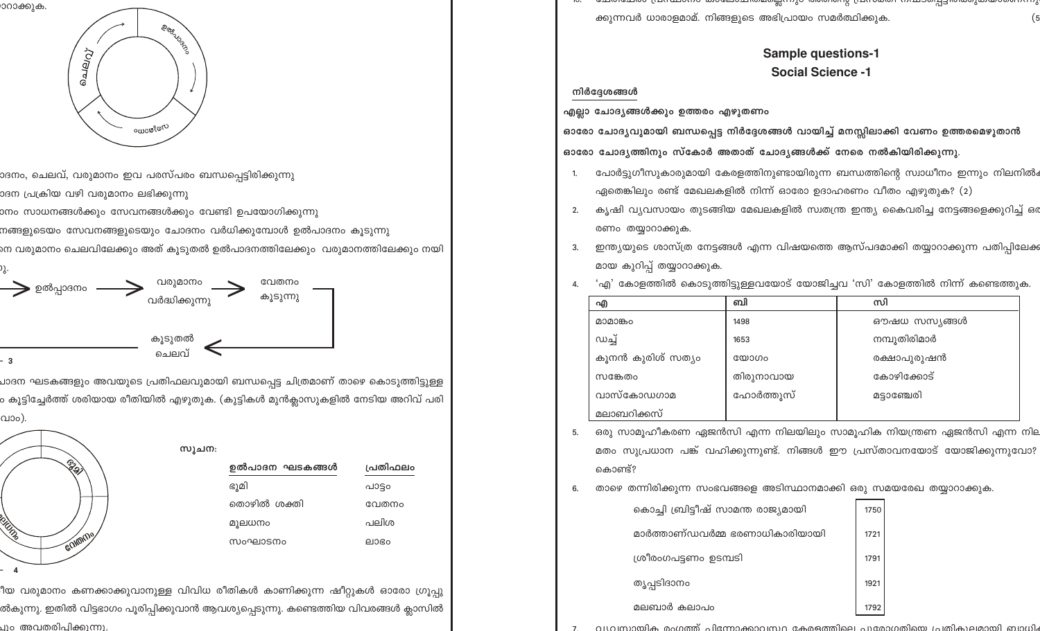ാറാക്കുക.

ചെലവ്

ഉൽപാദനം

വരുമാനം

ാദനം, ചെലവ്, വരുമാനം ഇവ പരസ്പരം ബന്ധപ്പെട്ടിരിക്കുന്നു

ാദന പ്രക്രിയ വഴി വരുമാനം ലഭിക്കുന്നു

ാനം സാധനങ്ങൾക്കും സേവനങ്ങൾക്കും വേണ്ടി ഉപയോഗിക്കുന്നു

നങ്ങളുടെയും സേവനങ്ങളുടെയും ചോദനം വർധിക്കുമ്പോൾ ഉൽപാദനം കൂടുന്നു

ന്ന വരുമാനം ചെലവിലേക്കും അത് കൂടുതൽ ഉൽപാദനത്തിലേക്കും വരുമാനത്തിലേക്കും നയി

ു.

ഉൽപ്പാദനം → വരുമാനം വർദ്ധിക്കുന്നു → വേതനം കൂടുന്നു → കൂടുതൽ ചെലവ്

– 3

ാദന ഘടകങ്ങളും അവയുടെ പ്രതിഫലവുമായി ബന്ധപ്പെട്ട ചിത്രമാണ് താഴെ കൊടുത്തിട്ടുള്ള ം കൂട്ടിച്ചേർത്ത് ശരിയായ രീതിയിൽ എഴുതുക. (കുട്ടികൾ മുൻക്ലാസുകളിൽ നേടിയ അറിവ് പരി വാം).

ഭൂമി

വേതനം

സൂചന:

| ഉൽപാദന ഘടകങ്ങൾ | പ്രതിഫലം |
|---|---|
| ഭൂമി | പാട്ടം |
| തൊഴിൽ ശക്തി | വേതനം |
| മൂലധനം | പലിശ |
| സംഘാടനം | ലാഭം |

– 4

ീയ വരുമാനം കണക്കാക്കുവാനുള്ള വിവിധ രീതികൾ കാണിക്കുന്ന ഷീറ്റുകൾ ഓരോ ഗ്രൂപ്പു ൽകുന്നു. ഇതിൽ വിട്ടഭാഗം പൂരിപ്പിക്കുവാൻ ആവശ്യപ്പെടുന്നു. കണ്ടെത്തിയ വിവരങ്ങൾ ക്ലാസിൽ ിച്ചു അവതരിപ്പിക്കുന്നു.

ക്കുന്നവർ ധാരാളമാണ്. നിങ്ങളുടെ അഭിപ്രായം സമർത്ഥിക്കുക. (5

## Sample questions-1
## Social Science -1

നിർദ്ദേശങ്ങൾ

**എല്ലാ ചോദ്യങ്ങൾക്കും ഉത്തരം എഴുതണം**

**ഓരോ ചോദ്യവുമായി ബന്ധപ്പെട്ട നിർദ്ദേശങ്ങൾ വായിച്ച് മനസ്സിലാക്കി വേണം ഉത്തരമെഴുതാൻ**

**ഓരോ ചോദ്യത്തിനും സ്കോർ അതാത് ചോദ്യങ്ങൾക്ക് നേരെ നൽകിയിരിക്കുന്നു.**

1. പോർട്ടുഗീസുകാരുമായി കേരളത്തിനുണ്ടായിരുന്ന ബന്ധത്തിന്റെ സ്വാധീനം ഇന്നും നിലനിൽ ഏതെങ്കിലും രണ്ട് മേഖലകളിൽ നിന്ന് ഓരോ ഉദാഹരണം വീതം എഴുതുക? (2)
2. കൃഷി വ്യവസായം തുടങ്ങിയ മേഖലകളിൽ സ്വതന്ത്ര ഇന്ത്യ കൈവരിച്ച നേട്ടങ്ങളെക്കുറിച്ച് ഒ രണം തയ്യാറാക്കുക.
3. ഇന്ത്യയുടെ ശാസ്ത്ര നേട്ടങ്ങൾ എന്ന വിഷയത്തെ ആസ്പദമാക്കി തയ്യാറാക്കുന്ന പതിപ്പിലേക മായ കുറിപ്പ് തയ്യാറാക്കുക.
4. 'എ' കോളത്തിൽ കൊടുത്തിട്ടുള്ളവയോട് യോജിച്ചവ 'സി' കോളത്തിൽ നിന്ന് കണ്ടെത്തുക.

| എ | ബി | സി |
|---|---|---|
| മാമാങ്കം | 1498 | ഔഷധ സസ്യങ്ങൾ |
| ഡച്ച് | 1653 | നമ്പൂതിരിമാർ |
| കൂനൻ കുരിശ് സത്യം | യോഗം | രക്ഷാപുരുഷൻ |
| സങ്കേതം | തിരുനാവായ | കോഴിക്കോട് |
| വാസ്കോഡഗാമ | ഹോർത്തൂസ് | മട്ടാഞ്ചേരി |
| മലബാറിക്കസ് | | |

5. ഒരു സാമൂഹീകരണ ഏജൻസി എന്ന നിലയിലും സാമൂഹിക നിയന്ത്രണ ഏജൻസി എന്ന നില മതം സുപ്രധാന പങ്ക് വഹിക്കുന്നുണ്ട്. നിങ്ങൾ ഈ പ്രസ്താവനയോട് യോജിക്കുന്നുവോ? കൊണ്ട്?
6. താഴെ തന്നിരിക്കുന്ന സംഭവങ്ങളെ അടിസ്ഥാനമാക്കി ഒരു സമയരേഖ തയ്യാറാക്കുക.

| | |
|---|---|
| കൊച്ചി ബ്രിട്ടീഷ് സാമന്ത രാജ്യമായി | 1750 |
| മാർത്താണ്ഡവർമ്മ ഭരണാധികാരിയായി | 1721 |
| ശ്രീരംഗപട്ടണം ഉടമ്പടി | 1791 |
| തൃപ്പടിദാനം | 1921 |
| മലബാർ കലാപം | 1792 |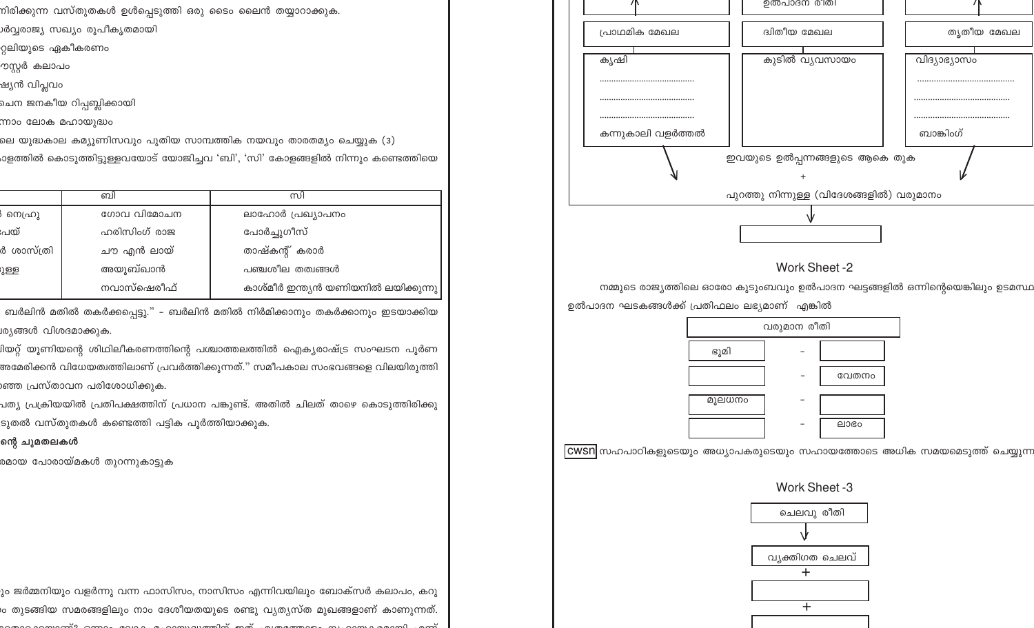നിരിക്കുന്ന വസ്തുതകൾ ഉൾപ്പെടുത്തി ഒരു ടൈം ലൈൻ തയ്യാറാക്കുക.

ർവ്വരാജ്യ സഖ്യം രൂപീകൃതമായി

റ്റലിയുടെ ഏകീകരണം

ഗസ്റ്റർ കലാപം

ഷ്യൻ വിപ്ലവം

ചൈന ജനകീയ റിപ്പബ്ലിക്കായി

ന്നാം ലോക മഹായുദ്ധം

ലെ യുദ്ധകാല കമ്യൂണിസവും പുതിയ സാമ്പത്തിക നയവും താരതമ്യം ചെയ്യുക (3)

ാളത്തിൽ കൊടുത്തിട്ടുള്ളവയോട് യോജിച്ചവ 'ബി', 'സി' കോളങ്ങളിൽ നിന്നും കണ്ടെത്തിയെ

| | ബി | സി |
|---|---|---|
| ് നെഹ്റു | ഗോവ വിമോചന | ലാഹോർ പ്രഖ്യാപനം |
| ചെയ് | ഹരിസിംഗ് രാജ | പോർച്ചുഗീസ് |
| ർ ശാസ്ത്രി | ചൗ എൻ ലായ് | താഷ്കന്റ് കരാർ |
| ുള്ള | അയൂബ്ഖാൻ | പഞ്ചശീല തത്വങ്ങൾ |
| | നവാസ്ഷെരീഫ് | കാശ്മീർ ഇന്ത്യൻ യണിയനിൽ ലയിക്കുന്നു |

ബർലിൻ മതിൽ തകർക്കപ്പെട്ടു." – ബർലിൻ മതിൽ നിർമിക്കാനും തകർക്കാനും ഇടയാക്കിയ ര്യങ്ങൾ വിശദമാക്കുക.

ിയറ്റ് യൂണിയന്റെ ശിഥിലീകരണത്തിന്റെ പശ്ചാത്തലത്തിൽ ഐക്യരാഷ്ട്ര സംഘടന പൂർണ അമേരിക്കൻ വിധേയത്വത്തിലാണ് പ്രവർത്തിക്കുന്നത്." സമീപകാല സംഭവങ്ങളെ വിലയിരുത്തി ഞ്ഞ പ്രസ്താവന പരിശോധിക്കുക.

പത്യ പ്രക്രിയയിൽ പ്രതിപക്ഷത്തിന് പ്രധാന പങ്കുണ്ട്. അതിൽ ചിലത് താഴെ കൊടുത്തിരിക്കു ടുതൽ വസ്തുതകൾ കണ്ടെത്തി പട്ടിക പൂർത്തിയാക്കുക.

**ന്റെ ചുമതലകൾ**

രമായ പോരായ്മകൾ തുറന്നുകാട്ടുക

ും ജർമ്മനിയും വളർന്നു വന്ന ഫാസിസം, നാസിസം എന്നിവയിലും ബോക്സർ കലാപം, കറു ം തുടങ്ങിയ സമരങ്ങളിലും നാം ദേശീയതയുടെ രണ്ടു വ്യത്യസ്ത മുഖങ്ങളാണ് കാണുന്നത്.

ഉൽപാദന രീതി

| പ്രാഥമിക മേഖല | ദ്വിതീയ മേഖല | തൃതീയ മേഖല |
|---|---|---|
| കൃഷി<br>..............................<br>..............................<br>..............................<br>കന്നുകാലി വളർത്തൽ | കുടിൽ വ്യവസായം | വിദ്യാഭ്യാസം<br>..............................<br>..............................<br>..............................<br>ബാങ്കിംഗ് |

ഇവയുടെ ഉൽപ്പന്നങ്ങളുടെ ആകെ തുക

+

പുറത്തു നിന്നുള്ള (വിദേശങ്ങളിൽ) വരുമാനം

↓

[ ]

## Work Sheet -2

നമ്മുടെ രാജ്യത്തിലെ ഓരോ കുടുംബവും ഉൽപാദന ഘട്ടങ്ങളിൽ ഒന്നിന്റെയെങ്കിലും ഉടമസ്ഥ ഉൽപാദന ഘടകങ്ങൾക്ക് പ്രതിഫലം ലഭ്യമാണ് എങ്കിൽ

| വരുമാന രീതി | | |
|---|---|---|
| ഭൂമി | - | |
| | - | വേതനം |
| മൂലധനം | - | |
| | - | ലാഭം |

CWSN സഹപാഠികളുടെയും അധ്യാപകരുടെയും സഹായത്തോടെ അധിക സമയമെടുത്ത് ചെയ്യുന്ന

## Work Sheet -3

ചെലവു രീതി

↓

വ്യക്തിഗത ചെലവ്

+

[ ]

+

[ ]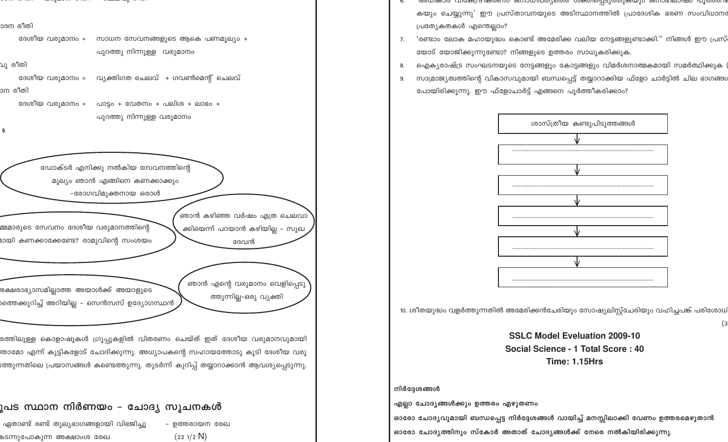ാദന രീതി

ദേശീയ വരുമാനം = സാധന സേവനങ്ങളുടെ ആകെ പണമൂല്യം + പുറത്തു നിന്നുള്ള വരുമാനം

വു രീതി

ദേശീയ വരുമാനം = വ്യക്തിഗത ചെലവ് + ഗവൺമെന്റ് ചെലവ്

ാന രീതി

ദേശീയ വരുമാനം = പാട്ടം + വേതനം + പലിശ + ലാഭം + പുറത്തു നിന്നുള്ള വരുമാനം

5

ഡോക്ടർ എനിക്കു നൽകിയ സേവനത്തിന്റെ മൂല്യം ഞാൻ എങ്ങിനെ കണക്കാക്കും –രോഗവിമുക്തനായ ഒരാൾ

ഞാൻ കഴിഞ്ഞ വർഷം എത്ര ചെലവാക്കിയെന്ന് പറയാൻ കഴിയില്ല – സുഖദേവൻ

മ്മമാരുടെ സേവനം ദേശീയ വരുമാനത്തിന്റെ ായി കണക്കാക്കേണ്ടേ? രാമുവിന്റെ സംശയം

ഞാൻ എന്റെ വരുമാനം വെളിപ്പെടുത്തുന്നില്ല–ഒരു വ്യക്തി

അക്ഷരാഭ്യാസമില്ലാത്ത അയാൾക്ക് അയാളുടെ ാത്തെക്കുറിച്ച് അറിയില്ല – സെൻസസ് ഉദ്യോഗസ്ഥൻ

ത്തിലുള്ള കൊളാഷുകൾ ഗ്രൂപ്പുകളിൽ വിതരണം ചെയ്ത് ഇത് ദേശീയ വരുമാനവുമായി ന്താമോ എന്ന് കുട്ടികളോട് ചോദിക്കുന്നു. അധ്യാപകന്റെ സഹായത്തോടു കൂടി ദേശീയ വരു ത്തുന്നതിലെ പ്രയാസങ്ങൾ കണ്ടെത്തുന്നു. തുടർന്ന് കുറിപ്പ് തയ്യാറാക്കാൻ ആവശ്യപ്പെടുന്നു.

## ൂപട സ്ഥാന നിർണയം – ചോദ്യ സൂചനകൾ

ഏതാണ്ട് രണ്ട് തുല്യഭാഗങ്ങളായി വിഭജിച്ചു – ഉത്തരായന രേഖ

കടന്നുപോകുന്ന അക്ഷാംശ രേഖ (23 1/2 N)

6. 'അധികാര വികേന്ദ്രീകരണം ജനാധിപത്യത്തെ ശക്തിപ്പെടുത്തുകയും ജനാഭിലാഷം പൂർത്തീക കയും ചെയ്യുന്നു' ഈ പ്രസ്താവനയുടെ അടിസ്ഥാനത്തിൽ പ്രാദേശിക ഭരണ സംവിധാന പ്രത്യേകതകൾ എന്തെല്ലാം?

7. 'രണ്ടാം ലോക മഹായുദ്ധം കൊണ്ട് അമേരിക്ക വലിയ നേട്ടങ്ങളുണ്ടാക്കി." നിങ്ങൾ ഈ പ്രസ് യോട് യോജിക്കുന്നുണ്ടോ? നിങ്ങളുടെ ഉത്തരം സാധൂകരിക്കുക.

8. ഐക്യരാഷ്ട്ര സംഘടനയുടെ നേട്ടങ്ങളും കോട്ടങ്ങളും വിമർശനാത്മകമായി സമർത്ഥിക്കുക

9. സാമ്രാജ്യത്വത്തിന്റെ വികാസവുമായി ബന്ധപ്പെട്ട് തയ്യാറാക്കിയ ഫ്ളോ ചാർട്ടിൽ ചില ഭാഗങ്ങ പോയിരിക്കുന്നു. ഈ ഫ്ളോചാർട്ട് എങ്ങനെ പൂർത്തീകരിക്കാം?

ശാസ്ത്രീയ കണ്ടുപിടുത്തങ്ങൾ
↓
..........................................
↓
..........................................
↓
..........................................
↓
..........................................
↓
..........................................

10. ശീതയുദ്ധം വളർത്തുന്നതിൽ അമേരിക്കൻചേരിയും സോഷ്യലിസ്റ്റ്ചേരിയും വഹിച്ചപങ്ക് പരിശോധ (3

**SSLC Model Eveluation 2009-10**

**Social Science - 1 Total Score : 40**

**Time: 1.15Hrs**

**നിർദ്ദേശങ്ങൾ**

**എല്ലാ ചോദ്യങ്ങൾക്കും ഉത്തരം എഴുതണം**

**ഓരോ ചോദ്യവുമായി ബന്ധപ്പെട്ട നിർദ്ദേശങ്ങൾ വായിച്ച് മനസ്സിലാക്കി വേണം ഉത്തരമെഴുതാൻ**

**ഓരോ ചോദ്യത്തിനും സ്കോർ അതാത് ചോദ്യങ്ങൾക്ക് നേരെ നൽകിയിരിക്കുന്നു.**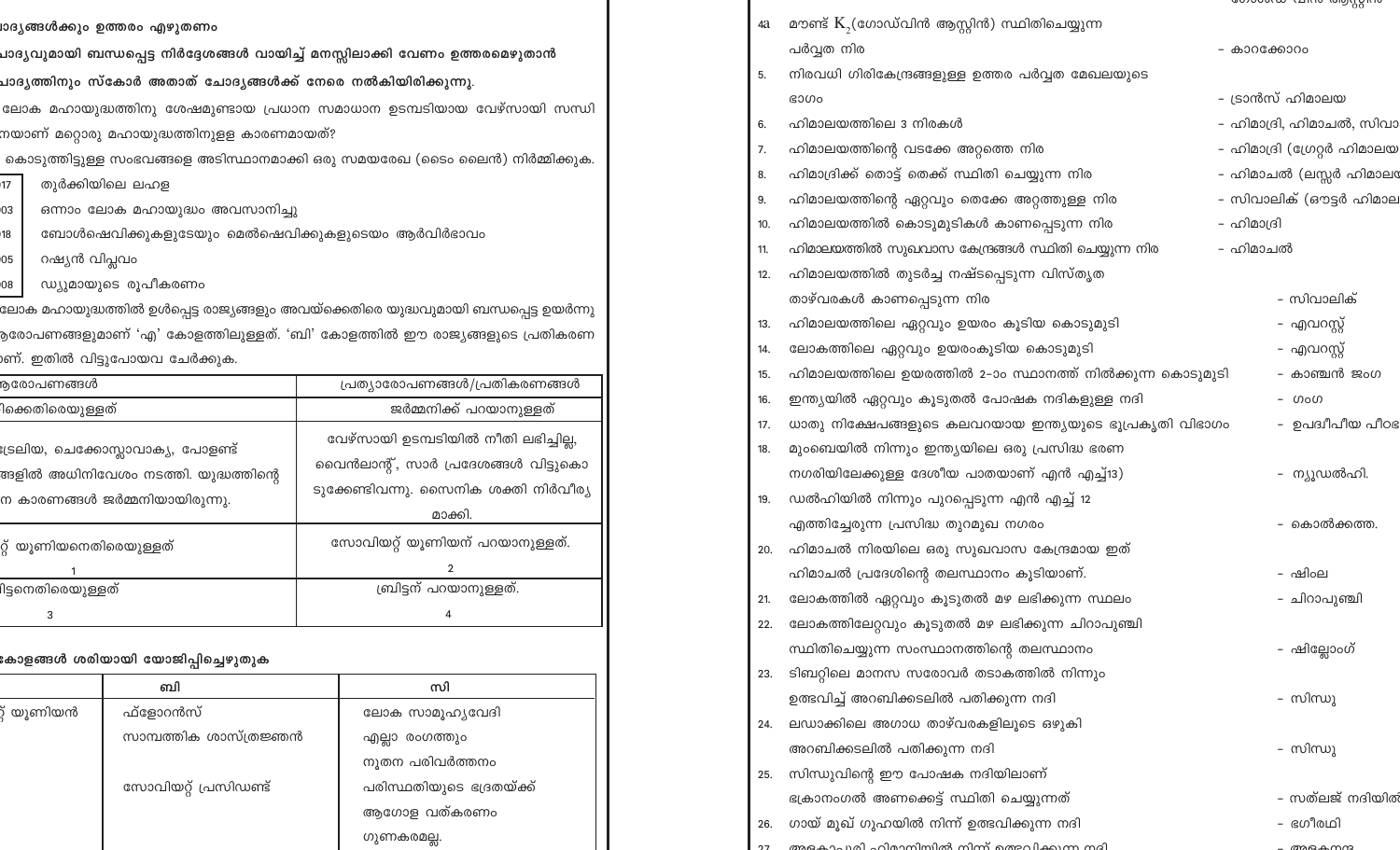ാദ്യങ്ങൾക്കും ഉത്തരം എഴുതണം

ാദ്യവുമായി ബന്ധപ്പെട്ട നിർദ്ദേശങ്ങൾ വായിച്ച് മനസ്സിലാക്കി വേണം ഉത്തരമെഴുതാൻ

ാദ്യത്തിനും സ്കോർ അതാത് ചോദ്യങ്ങൾക്ക് നേരെ നൽകിയിരിക്കുന്നു.

ലോക മഹായുദ്ധത്തിനു ശേഷമുണ്ടായ പ്രധാന സമാധാന ഉടമ്പടിയായ വേഴ്സായി സന്ധി നയാണ് മറ്റൊരു മഹായുദ്ധത്തിനുള്ള കാരണമായത്?

കൊടുത്തിട്ടുള്ള സംഭവങ്ങളെ അടിസ്ഥാനമാക്കി ഒരു സമയരേഖ (ടൈം ലൈൻ) നിർമ്മിക്കുക.

| | |
|---|---|
| 17 | തുർക്കിയിലെ ലഹള |
| 03 | ഒന്നാം ലോക മഹായുദ്ധം അവസാനിച്ചു |
| 18 | ബോൾഷെവിക്കുകളുടേയും മെൽഷെവിക്കുകളുടെയും ആർവിർഭാവം |
| 05 | റഷ്യൻ വിപ്ലവം |
| 08 | ഡ്യൂമായുടെ രൂപീകരണം |

ലോക മഹായുദ്ധത്തിൽ ഉൾപ്പെട്ട രാജ്യങ്ങളും അവയ്ക്കെതിരെ യുദ്ധവുമായി ബന്ധപ്പെട്ട ഉയർന്നു ആരോപണങ്ങളുമാണ് 'എ' കോളത്തിലുള്ളത്. 'ബി' കോളത്തിൽ ഈ രാജ്യങ്ങളുടെ പ്രതികരണ ണ്. ഇതിൽ വിട്ടുപോയവ ചേർക്കുക.

| ആരോപണങ്ങൾ | പ്രത്യാരോപണങ്ങൾ/പ്രതികരണങ്ങൾ |
|---|---|
| നിക്കെതിരെയുള്ളത് | ജർമ്മനിക്ക് പറയാനുള്ളത് |
| ട്രേലിയ, ചെക്കോസ്ലാവാക്യ, പോളണ്ട് ങ്ങളിൽ അധിനിവേശം നടത്തി. യുദ്ധത്തിന്റെ ന കാരണങ്ങൾ ജർമ്മനിയായിരുന്നു. | വേഴ്സായി ഉടമ്പടിയിൽ നീതി ലഭിച്ചില്ല, വൈൻലാന്റ്, സാർ പ്രദേശങ്ങൾ വിട്ടുകൊടുക്കേണ്ടിവന്നു. സൈനിക ശക്തി നിർവീര്യമാക്കി. |
| റ്റ് യൂണിയനെതിരെയുള്ളത്<br>1 | സോവിയറ്റ് യൂണിയന് പറയാനുള്ളത്.<br>2 |
| ിട്ടനെതിരെയുള്ളത്<br>3 | ബ്രിട്ടന് പറയാനുള്ളത്.<br>4 |

കോളങ്ങൾ ശരിയായി യോജിപ്പിച്ചെഴുതുക

| | ബി | സി |
|---|---|---|
| റ്റ് യൂണിയൻ | ഫ്ളോറൻസ് | ലോക സാമൂഹ്യവേദി |
| | സാമ്പത്തിക ശാസ്ത്രജ്ഞൻ | എല്ലാ രംഗത്തും |
| | | നൂതന പരിവർത്തനം |
| | സോവിയറ്റ് പ്രസിഡണ്ട് | പരിസ്ഥതിയുടെ ഭദ്രതയ്ക്ക് |
| | | ആഗോള വത്കരണം |
| | | ഗുണകരമല്ല. |

4a. മൗണ്ട് $K_2$(ഗോഡ്വിൻ ആസ്റ്റിൻ) സ്ഥിതിചെയ്യുന്ന പർവ്വത നിര - കാറക്കോറം
5. നിരവധി ഗിരികേന്ദ്രങ്ങളുള്ള ഉത്തര പർവ്വത മേഖലയുടെ ഭാഗം - ട്രാൻസ് ഹിമാലയ
6. ഹിമാലയത്തിലെ 3 നിരകൾ - ഹിമാദ്രി, ഹിമാചൽ, സിവാ
7. ഹിമാലയത്തിന്റെ വടക്കേ അറ്റത്തെ നിര - ഹിമാദ്രി (ഗ്രേറ്റർ ഹിമാലയ
8. ഹിമാദ്രിക്ക് തൊട്ട് തെക്ക് സ്ഥിതി ചെയ്യുന്ന നിര - ഹിമാചൽ (ലസ്സർ ഹിമാല
9. ഹിമാലയത്തിന്റെ ഏറ്റവും തെക്കേ അറ്റത്തുള്ള നിര - സിവാലിക് (ഔട്ടർ ഹിമാല
10. ഹിമാലയത്തിൽ കൊടുമുടികൾ കാണപ്പെടുന്ന നിര - ഹിമാദ്രി
11. ഹിമാലയത്തിൽ സുഖവാസ കേന്ദ്രങ്ങൾ സ്ഥിതി ചെയ്യുന്ന നിര - ഹിമാചൽ
12. ഹിമാലയത്തിൽ തുടർച്ച നഷ്ടപ്പെടുന്ന വിസ്തൃത താഴ്വരകൾ കാണപ്പെടുന്ന നിര - സിവാലിക്
13. ഹിമാലയത്തിലെ ഏറ്റവും ഉയരം കൂടിയ കൊടുമുടി - എവറസ്റ്റ്
14. ലോകത്തിലെ ഏറ്റവും ഉയരംകൂടിയ കൊടുമുടി - എവറസ്റ്റ്
15. ഹിമാലയത്തിലെ ഉയരത്തിൽ 2-ാം സ്ഥാനത്ത് നിൽക്കുന്ന കൊടുമുടി - കാഞ്ചൻ ജംഗ
16. ഇന്ത്യയിൽ ഏറ്റവും കൂടുതൽ പോഷക നദികളുള്ള നദി - ഗംഗ
17. ധാതു നിക്ഷേപങ്ങളുടെ കലവറയായ ഇന്ത്യയുടെ ഭൂപ്രകൃതി വിഭാഗം - ഉപദ്വീപീയ പീഠ
18. മുംബൈയിൽ നിന്നും ഇന്ത്യയിലെ ഒരു പ്രസിദ്ധ ഭരണ നഗരിയിലേക്കുള്ള ദേശീയ പാതയാണ് എൻ എച്ച്13) - ന്യൂഡൽഹി.
19. ഡൽഹിയിൽ നിന്നും പുറപ്പെടുന്ന എൻ എച്ച് 12 എത്തിച്ചേരുന്ന പ്രസിദ്ധ തുറമുഖ നഗരം - കൊൽക്കത്ത.
20. ഹിമാചൽ നിരയിലെ ഒരു സുഖവാസ കേന്ദ്രമായ ഇത് ഹിമാചൽ പ്രദേശിന്റെ തലസ്ഥാനം കൂടിയാണ്. - ഷിംല
21. ലോകത്തിൽ ഏറ്റവും കൂടുതൽ മഴ ലഭിക്കുന്ന സ്ഥലം - ചിറാപുഞ്ചി
22. ലോകത്തിലേറ്റവും കൂടുതൽ മഴ ലഭിക്കുന്ന ചിറാപുഞ്ചി സ്ഥിതിചെയ്യുന്ന സംസ്ഥാനത്തിന്റെ തലസ്ഥാനം - ഷില്ലോംഗ്
23. ടിബറ്റിലെ മാനസ സരോവർ തടാകത്തിൽ നിന്നും ഉത്ഭവിച്ച് അറബിക്കടലിൽ പതിക്കുന്ന നദി - സിന്ധു
24. ലഡാക്കിലെ അഗാധ താഴ്വരകളിലൂടെ ഒഴുകി അറബിക്കടലിൽ പതിക്കുന്ന നദി - സിന്ധു
25. സിന്ധുവിന്റെ ഈ പോഷക നദിയിലാണ് ഭക്രാനംഗൽ അണക്കെട്ട് സ്ഥിതി ചെയ്യുന്നത് - സത്ലജ് നദിയിൽ
26. ഗായ് മൂഖ് ഗുഹയിൽ നിന്ന് ഉത്ഭവിക്കുന്ന നദി - ഭഗീരഥി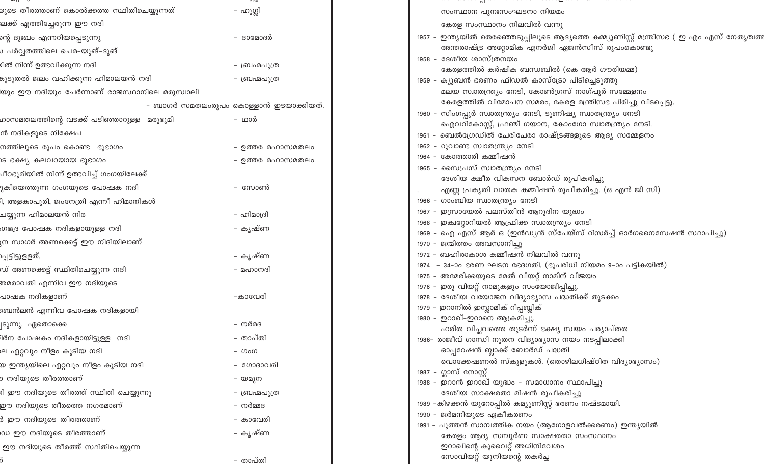യുടെ തീരത്താണ് കൊൽക്കത്ത സ്ഥിതിചെയ്യുന്നത് - ഹൂഗ്ലി

ലേക്ക് എത്തിച്ചേരുന്ന ഈ നദി

ന്റെ ദുഃഖം എന്നറിയപ്പെടുന്നു - ദാമോദർ

പർവ്വതത്തിലെ ചെമ-യുങ്-ദുങ്

യിൽ നിന്ന് ഉത്ഭവിക്കുന്ന നദി - ബ്രഹ്മപുത്ര

കൂടുതൽ ജലം വഹിക്കുന്ന ഹിമാലയൻ നദി - ബ്രഹ്മപുത്ര

യും ഈ നദിയും ചേർന്നാണ് രാജസ്ഥാനിലെ മരുസ്ഥലി

- ബാഗർ സമതലംരൂപം കൊള്ളാൻ ഇടയാക്കിയത്.

ഹാസമതലത്തിന്റെ വടക്ക് പടിഞ്ഞാറുള്ള മരുഭൂമി - ഥാർ

ൻ നദികളുടെ നിക്ഷേപ

നത്തിലൂടെ രൂപം കൊണ്ട ഭൂഭാഗം - ഉത്തര മഹാസമതലം

ട ഭക്ഷ്യ കലവറയായ ഭൂഭാഗം - ഉത്തര മഹാസമതലം

പീഠഭൂമിയിൽ നിന്ന് ഉത്ഭവിച്ച് ഗംഗയിലേക്ക്

ുകിയെത്തുന്ന ഗംഗയുടെ പോഷക നദി - സോൺ

, അളകാപുരി, ജംനേത്രി എന്നീ ഹിമാനികൾ

ചെയ്യുന്ന ഹിമാലയൻ നിര - ഹിമാദ്രി

ംഗഭദ്ര പോഷക നദികളായുള്ള നദി - കൃഷ്ണ

ുന സാഗർ അണക്കെട്ട് ഈ നിദിയിലാണ്

ിപ്പട്ടിട്ടുള്ളത്. - കൃഷ്ണ

ഡ് അണക്കെട്ട് സ്ഥിതിചെയ്യുന്ന നദി - മഹാനദി

അമരാവതി എന്നിവ ഈ നദിയുടെ

പാഷക നദികളാണ് -കാവേരി

ബെൻലൻ എന്നിവ പോഷക നദികളായി

ുടുന്നു. ഏതൊക്കെ - നർമദ

ിർന പോഷകം നദികളായിട്ടുള്ള നദി - താപ്തി

ലെ ഏറ്റവും നീളം കൂടിയ നദി - ഗംഗ

യ ഇന്ത്യയിലെ ഏറ്റവും നീളം കൂടിയ നദി - ഗോദാവരി

നദിയുടെ തീരത്താണ് - യമുന

ി ഈ നദിയുടെ തീരത്ത് സ്ഥിതി ചെയ്യുന്നു - ബ്രഹ്മപുത്ര

ഈ നദിയുടെ തീരത്തെ നഗരമാണ് - നർമ്മദ

ൽ ഈ നദിയുടെ തീരത്താണ് - കാവേരി

ഡ ഈ നദിയുടെ തീരത്താണ് - കൃഷ്ണ

ഈ നദിയുടെ തീരത്ത് സ്ഥിതിചെയ്യുന്ന

ു - താപ്തി

സംസ്ഥാന പുനഃസംഘടനാ നിയമം

കേരള സംസ്ഥാനം നിലവിൽ വന്നു

1957 - ഇന്ത്യയിൽ തെരഞ്ഞെടുപ്പിലൂടെ ആദ്യത്തെ കമ്മ്യൂണിസ്റ്റ് മന്ത്രിസഭ ( ഇ എം എസ് നേതൃത്വത

അന്താരാഷ്ട്ര അറ്റോമിക എനർജി ഏജൻസീസ് രൂപംകൊണ്ടു

1958 - ദേശീയ ശാസ്ത്രനയം

കേരളത്തിൽ കർഷിക ബന്ധബിൽ (കെ ആർ ഗൗരിയമ്മ)

1959 - ക്യൂബൻ ഭരണം ഫിഡൽ കാസ്ട്രോ പിടിച്ചെടുത്തു

മലയ സ്വാതന്ത്ര്യം നേടി, കോൺഗ്രസ് നാഗ്പൂർ സമ്മേളനം

കേരളത്തിൽ വിമോചന സമരം, കേരള മന്ത്രിസഭ പിരിച്ചു വിടപ്പെട്ടു.

1960 - സിംഗപ്പൂർ സ്വാതന്ത്ര്യം നേടി, ടുണിഷ്യ സ്വാതന്ത്ര്യം നേടി

ഐവറികോസ്റ്റ്, ഫ്രഞ്ച് ഗയാന, കോംഗോ സ്വാതന്ത്ര്യം നേടി.

1961 - ബെൽഗ്രേഡിൽ ചേരിചേരാ രാഷ്ട്രങ്ങളുടെ ആദ്യ സമ്മേളനം

1962 - റുവാണ്ട സ്വാതന്ത്ര്യം നേടി

1964 - കോത്താരി കമ്മീഷൻ

1965 - സൈപ്രസ് സ്വാതന്ത്ര്യം നേടി

ദേശീയ ക്ഷീര വികസന ബോർഡ് രൂപീകരിച്ചു

എണ്ണ പ്രകൃതി വാതക കമ്മീഷൻ രൂപീകരിച്ചു. (ഒ എൻ ജി സി)

1966 - ഗാംബിയ സ്വാതന്ത്ര്യം നേടി

1967 - ഇസ്രായേൽ പലസ്തീൻ ആറുദിന യുദ്ധം

1968 - ഇക്വറ്റോറിയൽ ആഫ്രിക്ക സ്വാതന്ത്ര്യം നേടി

1969 - ഐ എസ് ആർ ഒ (ഇൻഡ്യൻ സ്പേയ്സ് റിസർച്ച് ഓർഗനൈസേഷൻ സ്ഥാപിച്ചു)

1970 - ജന്മിത്തം അവസാനിച്ചു

1972 - ബഹിരാകാശ കമ്മീഷൻ നിലവിൽ വന്നു

1974 - 34-ാം ഭരണ ഘടന ഭേദഗതി. (ഭൂപരിധി നിയമം 9-ാം പട്ടികയിൽ)

1975 - അമേരിക്കയുടെ മേൽ വിയറ്റ് നാമിന് വിജയം

1976 - ഇരു വിയറ്റ് നാമുകളും സംയോജിപ്പിച്ചു.

1978 - ദേശീയ വയോജന വിദ്യാഭ്യാസ പദ്ധതിക്ക് തുടക്കം

1979 - ഇറാനിൽ ഇസ്ലാമിക് റിപ്പബ്ലിക്

1980 - ഇറാഖ്-ഇറാനെ ആക്രമിച്ചു.

ഹരിത വിപ്ലവത്തെ തുടർന്ന് ഭക്ഷ്യ സ്വയം പര്യാപ്തത

1986- രാജീവ് ഗാന്ധി നൂതന വിദ്യാഭ്യാസ നയം നടപ്പിലാക്കി

ഓപ്പറേഷൻ ബ്ലാക്ക് ബോർഡ് പദ്ധതി

വൊക്കേഷണൽ സ്കൂളുകൾ. (തൊഴിലധിഷ്ഠിത വിദ്യാഭ്യാസം)

1987 - ഗ്ലാസ് നോസ്റ്റ്

1988 - ഇറാൻ ഇറാഖ് യുദ്ധം - സമാധാനം സ്ഥാപിച്ചു

ദേശീയ സാക്ഷരതാ മിഷൻ രൂപീകരിച്ചു

1989 -കിഴക്കൻ യൂറോപ്പിൽ കമ്മ്യൂണിസ്റ്റ് ഭരണം നഷ്ടമായി.

1990 - ജർമനിയുടെ ഏകീകരണം

1991 - പുത്തൻ സാമ്പത്തിക നയം (ആഗോളവൽക്കരണം) ഇന്ത്യയിൽ

കേരളം ആദ്യ സമ്പൂർണ സാക്ഷരതാ സംസ്ഥാനം

ഇറാഖിന്റെ കുവൈറ്റ് അധിനിവേശം

സോവിയറ്റ് യൂനിയന്റെ തകർച്ച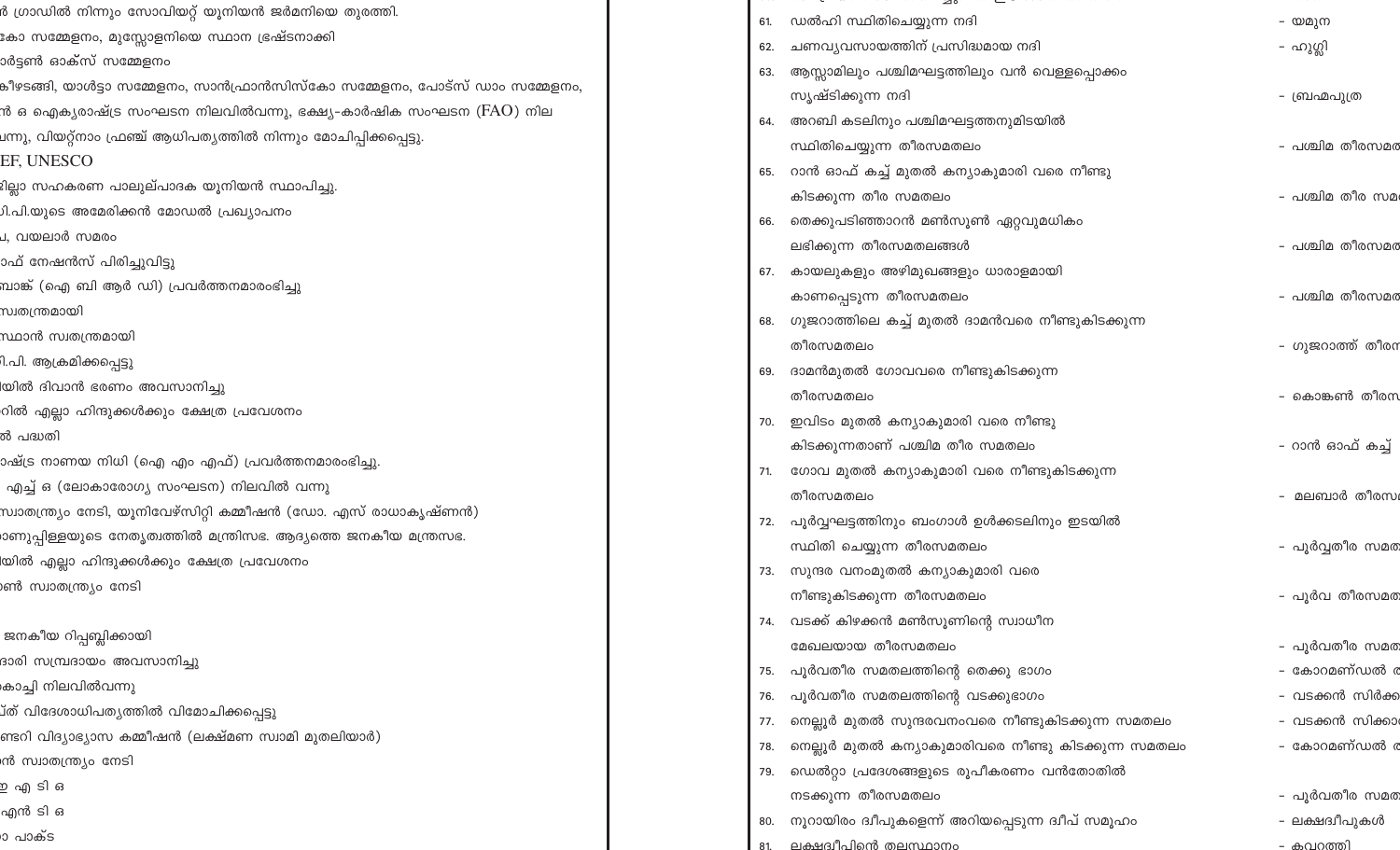ൽ ഗ്രാഡിൽ നിന്നും സോവിയറ്റ് യൂനിയൻ ജർമനിയെ തുരത്തി.
കോ സമ്മേളനം, മുസ്സോളനിയെ സ്ഥാന ഭ്രഷ്ടനാക്കി
ാർട്ടൺ ഓക്സ് സമ്മേളനം
കീഴടങ്ങി, യാൾട്ടാ സമ്മേളനം, സാൻഫ്രാൻസിസ്കോ സമ്മേളനം, പോട്സ് ഡാം സമ്മേളനം,
ൻ ഒ ഐക്യരാഷ്ട്ര സംഘടന നിലവിൽവന്നു, ഭക്ഷ്യ-കാർഷിക സംഘടന (FAO) നില
വന്നു, വിയറ്റ്നാം ഫ്രഞ്ച് ആധിപത്യത്തിൽ നിന്നും മോചിപ്പിക്കപ്പെട്ടു.
EF, UNESCO
ില്ലാ സഹകരണ പാലുല്പാദക യൂനിയൻ സ്ഥാപിച്ചു.
ി.പി.യുടെ അമേരിക്കൻ മോഡൽ പ്രഖ്യാപനം
, വയലാർ സമരം
ാഫ് നേഷൻസ് പിരിച്ചുവിട്ടു
ബാങ്ക് (ഐ ബി ആർ ഡി) പ്രവർത്തനമാരംഭിച്ചു
സ്വതന്ത്രമായി
സ്ഥാൻ സ്വതന്ത്രമായി
ി.പി. ആക്രമിക്കപ്പെട്ടു
യിൽ ദിവാൻ ഭരണം അവസാനിച്ചു
റിൽ എല്ലാ ഹിന്ദുക്കൾക്കും ക്ഷേത്ര പ്രവേശനം
ൽ പദ്ധതി
ാഷ്ട്ര നാണയ നിധി (ഐ എം എഫ്) പ്രവർത്തനമാരംഭിച്ചു.
എച്ച് ഒ (ലോകാരോഗ്യ സംഘടന) നിലവിൽ വന്നു
സ്വാതന്ത്ര്യം നേടി, യൂനിവേഴ്സിറ്റി കമ്മീഷൻ (ഡോ. എസ് രാധാകൃഷ്ണൻ)
ാണുപ്പിള്ളയുടെ നേതൃത്വത്തിൽ മന്ത്രിസഭ. ആദ്യത്തെ ജനകീയ മന്ത്രസഭ.
യിൽ എല്ലാ ഹിന്ദുക്കൾക്കും ക്ഷേത്ര പ്രവേശനം
ൺ സ്വാതന്ത്ര്യം നേടി

ജനകീയ റിപ്പബ്ലിക്കായി
ദാരി സമ്പ്രദായം അവസാനിച്ചു
കൊച്ചി നിലവിൽവന്നു
ിത് വിദേശാധിപത്യത്തിൽ വിമോചിക്കപ്പെട്ടു
ണ്ടറി വിദ്യാഭ്യാസ കമ്മീഷൻ (ലക്ഷ്മണ സ്വാമി മുതലിയാർ)
ൻ സ്വാതന്ത്ര്യം നേടി
ഇ എ ടി ഒ
എൻ ടി ഒ
ാ പാക്ട

61. ഡൽഹി സ്ഥിതിചെയ്യുന്ന നദി - യമുന
62. ചണവ്യവസായത്തിന് പ്രസിദ്ധമായ നദി - ഹൂഗ്ലി
63. ആസ്സാമിലും പശ്ചിമഘട്ടത്തിലും വൻ വെള്ളപ്പൊക്കം സൃഷ്ടിക്കുന്ന നദി - ബ്രഹ്മപുത്ര
64. അറബി കടലിനും പശ്ചിമഘട്ടത്തനുമിടയിൽ സ്ഥിതിചെയ്യുന്ന തീരസമതലം - പശ്ചിമ തീരസമത
65. റാൻ ഓഫ് കച്ച് മുതൽ കന്യാകുമാരി വരെ നീണ്ടു കിടക്കുന്ന തീര സമതലം - പശ്ചിമ തീര സമ
66. തെക്കുപടിഞ്ഞാറൻ മൺസൂൺ ഏറ്റവുമധികം ലഭിക്കുന്ന തീരസമതലങ്ങൾ - പശ്ചിമ തീരസമത
67. കായലുകളും അഴിമുഖങ്ങളും ധാരാളമായി കാണപ്പെടുന്ന തീരസമതലം - പശ്ചിമ തീരസമത
68. ഗുജറാത്തിലെ കച്ച് മുതൽ ദാമൻവരെ നീണ്ടുകിടക്കുന്ന തീരസമതലം - ഗുജറാത്ത് തീരസ
69. ദാമൻമുതൽ ഗോവവരെ നീണ്ടുകിടക്കുന്ന തീരസമതലം - കൊങ്കൺ തീരസ
70. ഇവിടം മുതൽ കന്യാകുമാരി വരെ നീണ്ടു കിടക്കുന്നതാണ് പശ്ചിമ തീര സമതലം - റാൻ ഓഫ് കച്ച്
71. ഗോവ മുതൽ കന്യാകുമാരി വരെ നീണ്ടുകിടക്കുന്ന തീരസമതലം - മലബാർ തീരസ
72. പൂർവ്വഘട്ടത്തിനും ബംഗാൾ ഉൾക്കടലിനും ഇടയിൽ സ്ഥിതി ചെയ്യുന്ന തീരസമതലം - പൂർവ്വതീര സമത
73. സുന്ദര വനംമുതൽ കന്യാകുമാരി വരെ നീണ്ടുകിടക്കുന്ന തീരസമതലം - പൂർവ തീരസമത
74. വടക്ക് കിഴക്കൻ മൺസൂണിന്റെ സ്വാധീന മേഖലയായ തീരസമതലം - പൂർവതീര സമത
75. പൂർവതീര സമതലത്തിന്റെ തെക്കു ഭാഗം - കോറമണ്ഡൽ ത
76. പൂർവതീര സമതലത്തിന്റെ വടക്കുഭാഗം - വടക്കൻ സിർക്ക
77. നെല്ലൂർ മുതൽ സുന്ദരവനംവരെ നീണ്ടുകിടക്കുന്ന സമതലം - വടക്കൻ സിക്കാ
78. നെല്ലൂർ മുതൽ കന്യാകുമാരിവരെ നീണ്ടു കിടക്കുന്ന സമതലം - കോറമണ്ഡൽ ത
79. ഡെൽറ്റാ പ്രദേശങ്ങളുടെ രൂപീകരണം വൻതോതിൽ നടക്കുന്ന തീരസമതലം - പൂർവതീര സമത
80. നൂറായിരം ദ്വീപുകളെന്ന് അറിയപ്പെടുന്ന ദ്വീപ് സമൂഹം - ലക്ഷദ്വീപുകൾ
81. ലക്ഷദ്വീപിന്റെ തലസ്ഥാനം - കവരത്തി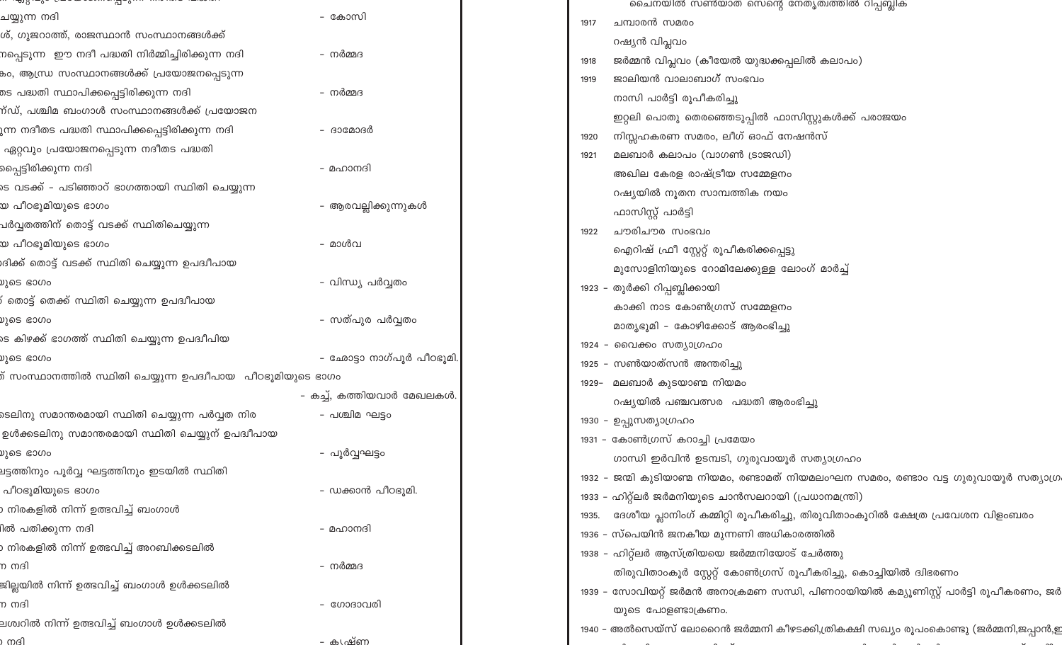ചെയ്യുന്ന നദി - കോസി

ശ്, ഗുജറാത്ത്, രാജസ്ഥാൻ സംസ്ഥാനങ്ങൾക്ക്
നപ്പെടുന്ന ഈ നദീ പദ്ധതി നിർമ്മിച്ചിരിക്കുന്ന നദി - നർമ്മദ

കം, ആന്ധ്ര സംസ്ഥാനങ്ങൾക്ക് പ്രയോജനപ്പെടുന്ന
തട പദ്ധതി സ്ഥാപിക്കപ്പെട്ടിരിക്കുന്ന നദി - നർമ്മദ

ന്ഡ്, പശ്ചിമ ബംഗാൾ സംസ്ഥാനങ്ങൾക്ക് പ്രയോജന
ുന്ന നദീതട പദ്ധതി സ്ഥാപിക്കപ്പെട്ടിരിക്കുന്ന നദി - ദാമോദർ

ഏറ്റവും പ്രയോജനപ്പെടുന്ന നദീതട പദ്ധതി
പ്പെട്ടിരിക്കുന്ന നദി - മഹാനദി

ടെ വടക്ക് - പടിഞ്ഞാറ് ഭാഗത്തായി സ്ഥിതി ചെയ്യുന്ന
യ പീഠഭൂമിയുടെ ഭാഗം - ആരവല്ലിക്കുന്നുകൾ

പർവ്വതത്തിന് തൊട്ട് വടക്ക് സ്ഥിതിചെയ്യുന്ന
യ പീഠഭൂമിയുടെ ഭാഗം - മാൾവ

ദിക്ക് തൊട്ട് വടക്ക് സ്ഥിതി ചെയ്യുന്ന ഉപദ്വീപായ
ുടെ ഭാഗം - വിന്ധ്യ പർവ്വതം

് തൊട്ട് തെക്ക് സ്ഥിതി ചെയ്യുന്ന ഉപദ്വീപായ
ുടെ ഭാഗം - സത്പുര പർവ്വതം

ടെ കിഴക്ക് ഭാഗത്ത് സ്ഥിതി ചെയ്യുന്ന ഉപദ്വീപിയ
ുടെ ഭാഗം - ഛോട്ടാ നാഗ്പൂർ പീഠഭൂമി.

് സംസ്ഥാനത്തിൽ സ്ഥിതി ചെയ്യുന്ന ഉപദ്വീപായ പീഠഭൂമിയുടെ ഭാഗം
- കച്ച്, കത്തിയവാർ മേഖലകൾ.

ടലിനു സമാന്തരമായി സ്ഥിതി ചെയ്യുന്ന പർവ്വത നിര - പശ്ചിമ ഘട്ടം

ഉൾക്കടലിനു സമാന്തരമായി സ്ഥിതി ചെയ്യുന് ഉപദ്വീപായ
ുടെ ഭാഗം - പൂർവ്വഘട്ടം

ഘട്ടത്തിനും പൂർവ്വ ഘട്ടത്തിനും ഇടയിൽ സ്ഥിതി
പീഠഭൂമിയുടെ ഭാഗം - ഡക്കാൻ പീഠഭൂമി.

നിരകളിൽ നിന്ന് ഉത്ഭവിച്ച് ബംഗാൾ
ിൽ പതിക്കുന്ന നദി - മഹാനദി

നിരകളിൽ നിന്ന് ഉത്ഭവിച്ച് അറബിക്കടലിൽ
ന നദി - നർമ്മദ

ജില്ലയിൽ നിന്ന് ഉത്ഭവിച്ച് ബംഗാൾ ഉൾക്കടലിൽ
ന നദി - ഗോദാവരി

ലേശ്വറിൽ നിന്ന് ഉത്ഭവിച്ച് ബംഗാൾ ഉൾക്കടലിൽ
ന നദി - കൃഷ്ണ

ചൈനയിൽ സൺയാത് സെന്റെ നേതൃത്വത്തിൽ റിപ്പബ്ലിക

1917 ചമ്പാരൻ സമരം
റഷ്യൻ വിപ്ലവം

1918 ജർമ്മൻ വിപ്ലവം (കീയേൽ യുദ്ധക്കപ്പലിൽ കലാപം)

1919 ജാലിയൻ വാലാബാഗ് സംഭവം
നാസി പാർട്ടി രൂപീകരിച്ചു
ഇറ്റലി പൊതു തെരഞ്ഞെടുപ്പിൽ ഫാസിസ്റ്റുകൾക്ക് പരാജയം

1920 നിസ്സഹകരണ സമരം, ലീഗ് ഓഫ് നേഷൻസ്

1921 മലബാർ കലാപം (വാഗൺ ട്രാജഡി)
അഖില കേരള രാഷ്ട്രീയ സമ്മേളനം
റഷ്യയിൽ നൂതന സാമ്പത്തിക നയം
ഫാസിസ്റ്റ് പാർട്ടി

1922 ചൗരിചൗര സംഭവം
ഐറിഷ് ഫ്രീ സ്റ്റേറ്റ് രൂപീകരിക്കപ്പെട്ടു
മുസോളിനിയുടെ റോമിലേക്കുള്ള ലോംഗ് മാർച്ച്

1923 - തുർക്കി റിപ്പബ്ലിക്കായി
കാക്കി നാട കോൺഗ്രസ് സമ്മേളനം
മാതൃഭൂമി - കോഴിക്കോട് ആരംഭിച്ചു

1924 - വൈക്കം സത്യാഗ്രഹം

1925 - സൺയാത്സൻ അന്തരിച്ചു

1929- മലബാർ കുടയാണ്മ നിയമം
റഷ്യയിൽ പഞ്ചവത്സര പദ്ധതി ആരംഭിച്ചു

1930 - ഉപ്പുസത്യാഗ്രഹം

1931 - കോൺഗ്രസ് കറാച്ചി പ്രമേയം
ഗാന്ധി ഇർവിൻ ഉടമ്പടി, ഗുരുവായൂർ സത്യാഗ്രഹം

1932 - ജന്മി കുടിയാണ്മ നിയമം, രണ്ടാമത് നിയമലംഘന സമരം, രണ്ടാം വട്ട ഗുരുവായൂർ സത്യാഗ്ര

1933 - ഹിറ്റ്ലർ ജർമനിയുടെ ചാൻസലറായി (പ്രധാനമന്ത്രി)

1935. ദേശീയ പ്ലാനിംഗ് കമ്മിറ്റി രൂപീകരിച്ചു, തിരുവിതാംകൂറിൽ ക്ഷേത്ര പ്രവേശന വിളംബരം

1936 - സ്പെയിൻ ജനകീയ മുന്നണി അധികാരത്തിൽ

1938 - ഹിറ്റ്ലർ ആസ്ത്രിയയെ ജർമ്മനിയോട് ചേർത്തു
തിരുവിതാംകൂർ സ്റ്റേറ്റ് കോൺഗ്രസ് രൂപീകരിച്ചു, കൊച്ചിയിൽ ദ്വിഭരണം

1939 - സോവിയറ്റ് ജർമൻ അനാക്രമണ സന്ധി, പിണറായിയിൽ കമ്യൂണിസ്റ്റ് പാർട്ടി രൂപീകരണം, ജർ
യുടെ പോളണ്ടാക്രമണം.

1940 - അൽസെയ്സ് ലോറൈൻ ജർമ്മനി കീഴടക്കി,ത്രികക്ഷി സഖ്യം രൂപംകൊണ്ടു (ജർമ്മനി,ജപ്പാൻ,ഇ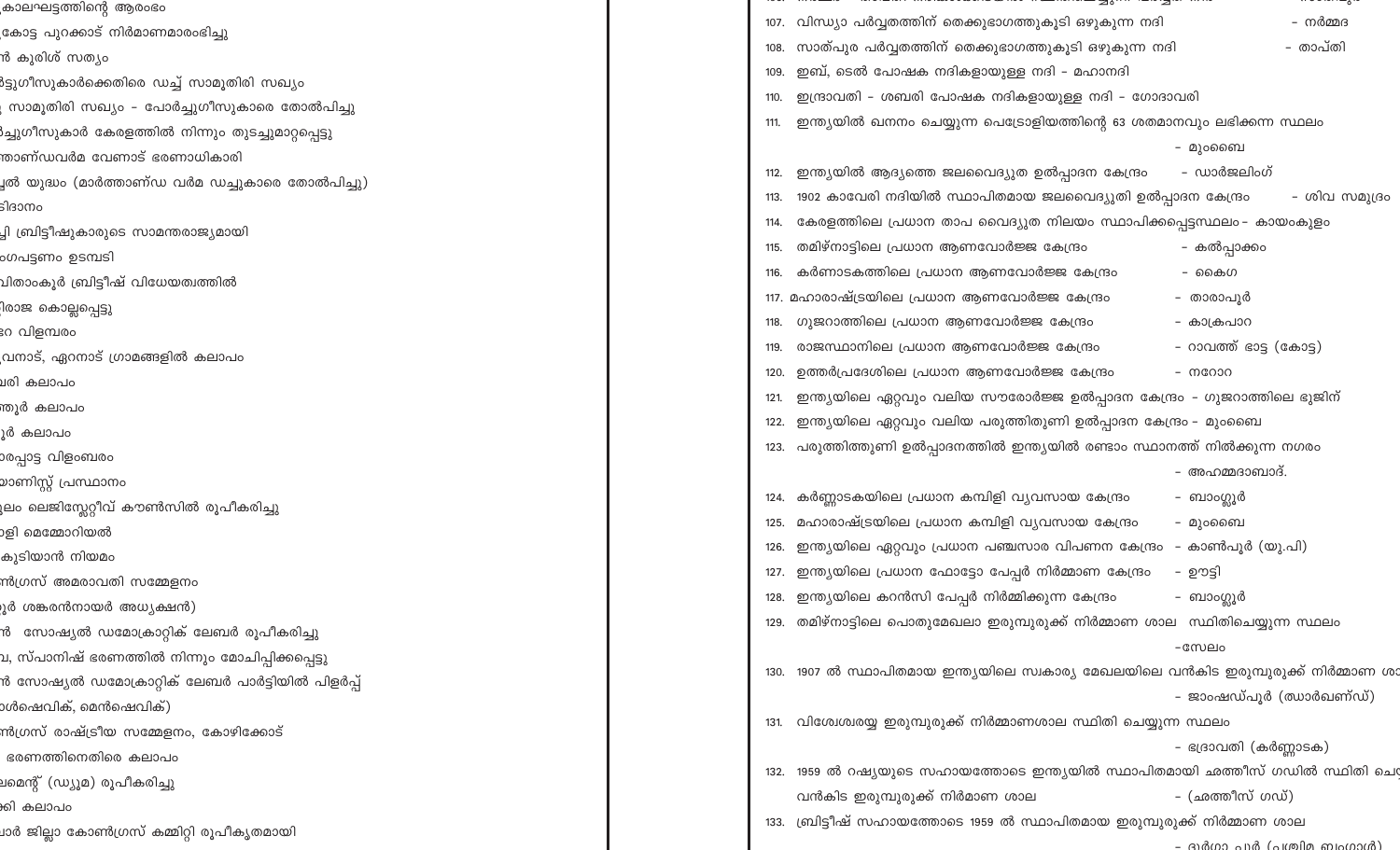കാലഘട്ടത്തിന്റെ ആരംഭം
കോട്ട പുറക്കാട് നിർമ്മാണമാരംഭിച്ചു
ൻ കുരിശ് സത്യം
ട്ടുഗീസുകാർക്കെതിരെ ഡച്ച് സാമൂതിരി സഖ്യം
, സാമൂതിരി സഖ്യം - പോർച്ചുഗീസുകാരെ തോൽപിച്ചു
ച്ചുഗീസുകാർ കേരളത്തിൽ നിന്നും തുടച്ചുമാറ്റപ്പെട്ടു
ത്താണ്ഡവർമ വേണാട് ഭരണാധികാരി
ച്ചൽ യുദ്ധം (മാർത്താണ്ഡ വർമ ഡച്ചുകാരെ തോൽപിച്ചു)
ടിദാനം
ി ബ്രിട്ടീഷുകാരുടെ സാമന്തരാജ്യമായി
ംഗപട്ടണം ഉടമ്പടി
വിതാംകൂർ ബ്രിട്ടീഷ് വിധേയത്വത്തിൽ
ിരാജ കൊല്ലപ്പെട്ടു
ൻ വിളമ്പരം
വനാട്, ഏറനാട് ഗ്രാമങ്ങളിൽ കലാപം
ഷരി കലാപം
ത്തൂർ കലാപം
ൂർ കലാപം
ാരപ്പാട്ട വിളംബരം
യാണിസ്റ്റ് പ്രസ്ഥാനം
ൂലം ലെജിസ്ലേറ്റീവ് കൗൺസിൽ രൂപീകരിച്ചു
ാളി മെമ്മോറിയൽ
കുടിയാൻ നിയമം
ൻഗ്രസ് അമരാവതി സമ്മേളനം
ൂർ ശങ്കരൻനായർ അധ്യക്ഷൻ)
ൻ സോഷ്യൽ ഡമോക്രാറ്റിക് ലേബർ രൂപീകരിച്ചു
വ, സ്പാനിഷ് ഭരണത്തിൽ നിന്നും മോചിപ്പിക്കപ്പെട്ടു
ൻ സോഷ്യൽ ഡമോക്രാറ്റിക് ലേബർ പാർട്ടിയിൽ പിളർപ്പ്
ാൾഷെവിക്, മെൻഷെവിക്)
ൻഗ്രസ് രാഷ്ട്രീയ സമ്മേളനം, കോഴിക്കോട്
ഭരണത്തിനെതിരെ കലാപം
ലമെന്റ് (ഡ്യൂമ) രൂപീകരിച്ചു
ക്കി കലാപം
ാർ ജില്ലാ കോൺഗ്രസ് കമ്മിറ്റി രൂപീകൃതമായി

107. വിന്ധ്യാ പർവ്വതത്തിന് തെക്കുഭാഗത്തുകൂടി ഒഴുകുന്ന നദി - നർമ്മദ
108. സാത്പുര പർവ്വതത്തിന് തെക്കുഭാഗത്തുകൂടി ഒഴുകുന്ന നദി - താപ്തി
109. ഇബ്, ടെൽ പോഷക നദികളായുള്ള നദി - മഹാനദി
110. ഇന്ദ്രാവതി - ശബരി പോഷക നദികളായുള്ള നദി - ഗോദാവരി
111. ഇന്ത്യയിൽ ഖനനം ചെയ്യുന്ന പെട്രോളിയത്തിന്റെ 63 ശതമാനവും ലഭിക്കുന്ന സ്ഥലം - മുംബൈ
112. ഇന്ത്യയിൽ ആദ്യത്തെ ജലവൈദ്യുത ഉൽപ്പാദന കേന്ദ്രം - ഡാർജലിംഗ്
113. 1902 കാവേരി നദിയിൽ സ്ഥാപിതമായ ജലവൈദ്യുതി ഉൽപ്പാദന കേന്ദ്രം - ശിവ സമുദ്രം
114. കേരളത്തിലെ പ്രധാന താപ വൈദ്യുത നിലയം സ്ഥാപിക്കപ്പെട്ടസ്ഥലം - കായംകുളം
115. തമിഴ്നാട്ടിലെ പ്രധാന ആണവോർജ്ജ കേന്ദ്രം - കൽപ്പാക്കം
116. കർണാടകത്തിലെ പ്രധാന ആണവോർജ്ജ കേന്ദ്രം - കൈഗ
117. മഹാരാഷ്ട്രയിലെ പ്രധാന ആണവോർജ്ജ കേന്ദ്രം - താരാപൂർ
118. ഗുജറാത്തിലെ പ്രധാന ആണവോർജ്ജ കേന്ദ്രം - കാക്രപാറ
119. രാജസ്ഥാനിലെ പ്രധാന ആണവോർജ്ജ കേന്ദ്രം - റാവത്ത് ഭാട്ട (കോട്ട)
120. ഉത്തർപ്രദേശിലെ പ്രധാന ആണവോർജ്ജ കേന്ദ്രം - നറോറ
121. ഇന്ത്യയിലെ ഏറ്റവും വലിയ സൗരോർജ്ജ ഉൽപ്പാദന കേന്ദ്രം - ഗുജറാത്തിലെ ഭുജിന്
122. ഇന്ത്യയിലെ ഏറ്റവും വലിയ പരുത്തിതുണി ഉൽപ്പാദന കേന്ദ്രം - മുംബൈ
123. പരുത്തിത്തുണി ഉൽപ്പാദനത്തിൽ ഇന്ത്യയിൽ രണ്ടാം സ്ഥാനത്ത് നിൽക്കുന്ന നഗരം - അഹമ്മദാബാദ്.
124. കർണ്ണാടകയിലെ പ്രധാന കമ്പിളി വ്യവസായ കേന്ദ്രം - ബാംഗ്ലൂർ
125. മഹാരാഷ്ട്രയിലെ പ്രധാന കമ്പിളി വ്യവസായ കേന്ദ്രം - മുംബൈ
126. ഇന്ത്യയിലെ ഏറ്റവും പ്രധാന പഞ്ചസാര വിപണന കേന്ദ്രം - കാൺപൂർ (യു.പി)
127. ഇന്ത്യയിലെ പ്രധാന ഫോട്ടോ പേപ്പർ നിർമ്മാണ കേന്ദ്രം - ഊട്ടി
128. ഇന്ത്യയിലെ കറൻസി പേപ്പർ നിർമ്മിക്കുന്ന കേന്ദ്രം - ബാംഗ്ലൂർ
129. തമിഴ്നാട്ടിലെ പൊതുമേഖലാ ഇരുമ്പുരുക്ക് നിർമ്മാണ ശാല സ്ഥിതിചെയ്യുന്ന സ്ഥലം -സേലം
130. 1907 ൽ സ്ഥാപിതമായ ഇന്ത്യയിലെ സ്വകാര്യ മേഖലയിലെ വൻകിട ഇരുമ്പുരുക്ക് നിർമ്മാണ ശാ - ജാംഷഡ്പൂർ (ഝാർഖണ്ഡ്)
131. വിശ്വേശ്വരയ്യ ഇരുമ്പുരുക്ക് നിർമ്മാണശാല സ്ഥിതി ചെയ്യുന്ന സ്ഥലം - ഭദ്രാവതി (കർണ്ണാടക)
132. 1959 ൽ റഷ്യയുടെ സഹായത്തോടെ ഇന്ത്യയിൽ സ്ഥാപിതമായി ഛത്തീസ് ഗഡിൽ സ്ഥിതി ചെ വൻകിട ഇരുമ്പുരുക്ക് നിർമാണ ശാല - (ഛത്തീസ് ഗഡ്)
133. ബ്രിട്ടീഷ് സഹായത്തോടെ 1959 ൽ സ്ഥാപിതമായ ഇരുമ്പുരുക്ക് നിർമ്മാണ ശാല - ദുർഗാ പൂർ (പശ്ചിമ ബംഗാൾ)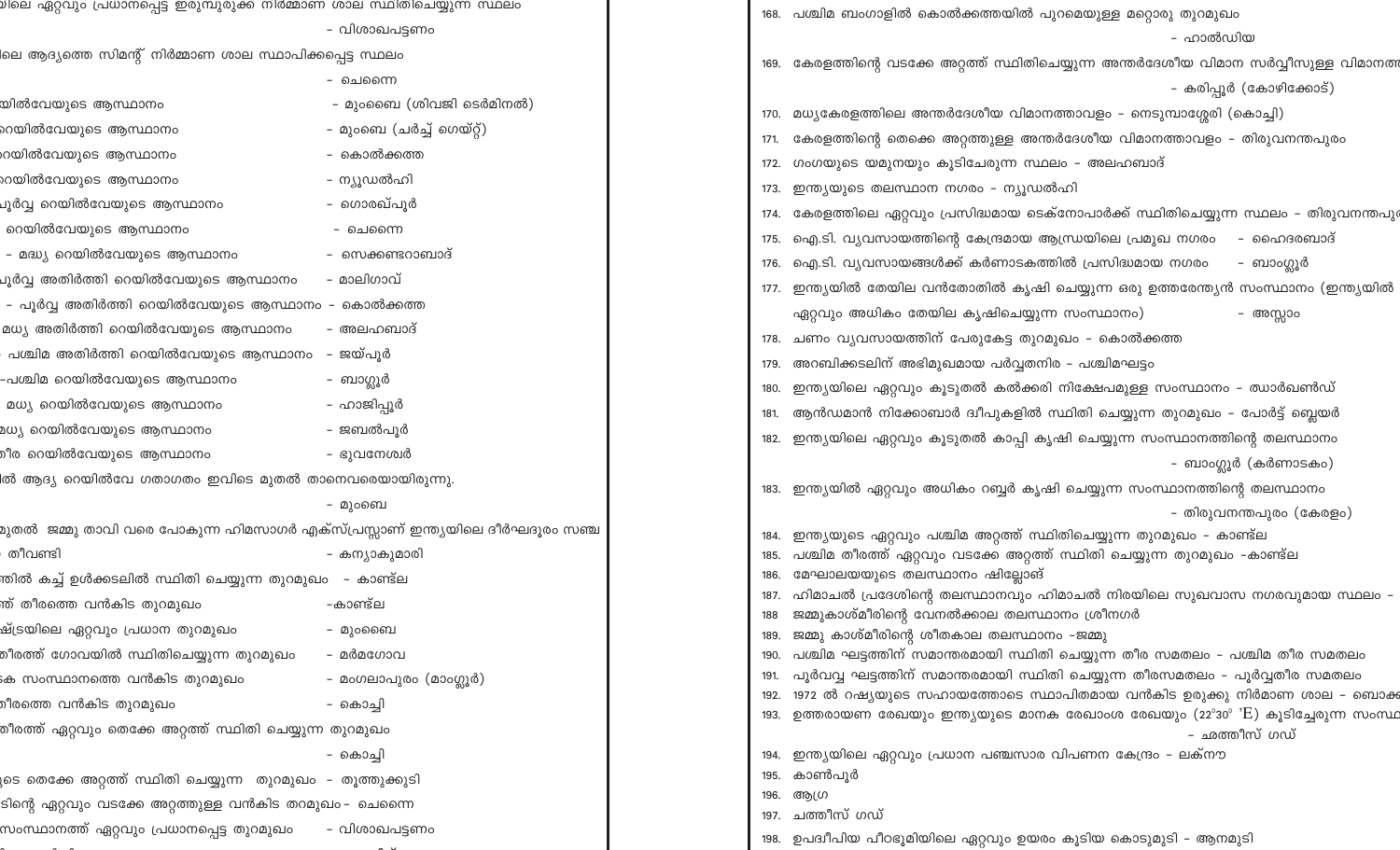യിലെ ഏറ്റവും പ്രധാനപ്പെട്ട ഇരുമ്പുരുക്ക നിർമ്മാണ ശാല സ്ഥിതിചെയ്യുന്ന സ്ഥലം - വിശാഖപട്ടണം

ലെ ആദ്യത്തെ സിമന്റ് നിർമ്മാണ ശാല സ്ഥാപിക്കപ്പെട്ട സ്ഥലം - ചെന്നൈ

യിൽവേയുടെ ആസ്ഥാനം - മുംബൈ (ശിവജി ടെർമിനൽ)

റെയിൽവേയുടെ ആസ്ഥാനം - മുംബൈ (ചർച്ച് ഗെയ്റ്റ്)

റെയിൽവേയുടെ ആസ്ഥാനം - കൊൽക്കത്ത

റെയിൽവേയുടെ ആസ്ഥാനം - ന്യൂഡൽഹി

പൂർവ്വ റെയിൽവേയുടെ ആസ്ഥാനം - ഗൊരഖ്പൂർ

റെയിൽവേയുടെ ആസ്ഥാനം - ചെന്നൈ

- മദ്ധ്യ റെയിൽവേയുടെ ആസ്ഥാനം - സെക്കണ്ടറാബാദ്

പൂർവ്വ അതിർത്തി റെയിൽവേയുടെ ആസ്ഥാനം - മാലിഗാവ്

- പൂർവ്വ അതിർത്തി റെയിൽവേയുടെ ആസ്ഥാനം - കൊൽക്കത്ത

മധ്യ അതിർത്തി റെയിൽവേയുടെ ആസ്ഥാനം - അലഹബാദ്

പശ്ചിമ അതിർത്തി റെയിൽവേയുടെ ആസ്ഥാനം - ജയ്പൂർ

-പശ്ചിമ റെയിൽവേയുടെ ആസ്ഥാനം - ബാഗ്ലൂർ

മധ്യ റെയിൽവേയുടെ ആസ്ഥാനം - ഹാജിപ്പൂർ

ദ്ധ്യ റെയിൽവേയുടെ ആസ്ഥാനം - ജബൽപൂർ

തീര റെയിൽവേയുടെ ആസ്ഥാനം - ഭുവനേശ്വർ

ൽ ആദ്യ റെയിൽവേ ഗതാഗതം ഇവിടെ മുതൽ താനെവരെയായിരുന്നു. - മുംബൈ

മുതൽ ജമ്മു താവി വരെ പോകുന്ന ഹിമസാഗർ എക്സ്പ്രസ്സാണ് ഇന്ത്യയിലെ ദീർഘദൂരം സഞ്ച

തീവണ്ടി - കന്യാകുമാരി

ത്തിൽ കച്ച് ഉൾക്കടലിൽ സ്ഥിതി ചെയ്യുന്ന തുറമുഖം - കാണ്ട്ല

ത് തീരത്തെ വൻകിട തുറമുഖം -കാണ്ട്ല

ഷ്ട്രയിലെ ഏറ്റവും പ്രധാന തുറമുഖം - മുംബൈ

തീരത്ത് ഗോവയിൽ സ്ഥിതിചെയ്യുന്ന തുറമുഖം - മർമഗോവ

ക സംസ്ഥാനത്തെ വൻകിട തുറമുഖം - മംഗലാപുരം (മാംഗ്ലൂർ)

തീരത്തെ വൻകിട തുറമുഖം - കൊച്ചി

തീരത്ത് ഏറ്റവും തെക്കേ അറ്റത്ത് സ്ഥിതി ചെയ്യുന്ന തുറമുഖം - കൊച്ചി

ുടെ തെക്കേ അറ്റത്ത് സ്ഥിതി ചെയ്യുന്ന തുറമുഖം - തൂത്തുക്കുടി

ടിന്റെ ഏറ്റവും വടക്കേ അറ്റത്തുള്ള വൻകിട തറമുഖം - ചെന്നൈ

സംസ്ഥാനത്ത് ഏറ്റവും പ്രധാനപ്പെട്ട തുറമുഖം - വിശാഖപട്ടണം

168. പശ്ചിമ ബംഗാളിൽ കൊൽക്കത്തയിൽ പുറമെയുള്ള മറ്റൊരു തുറമുഖം - ഹാൽഡിയ
169. കേരളത്തിന്റെ വടക്കേ അറ്റത്ത് സ്ഥിതിചെയ്യുന്ന അന്തർദേശീയ വിമാന സർവ്വീസുള്ള വിമാനത്ത - കരിപ്പൂർ (കോഴിക്കോട്)
170. മധ്യകേരളത്തിലെ അന്തർദേശീയ വിമാനത്താവളം - നെടുമ്പാശ്ശേരി (കൊച്ചി)
171. കേരളത്തിന്റെ തെക്കെ അറ്റത്തുള്ള അന്തർദേശീയ വിമാനത്താവളം - തിരുവനന്തപുരം
172. ഗംഗയുടെ യമുനയും കൂടിച്ചേരുന്ന സ്ഥലം - അലഹബാദ്
173. ഇന്ത്യയുടെ തലസ്ഥാന നഗരം - ന്യൂഡൽഹി
174. കേരളത്തിലെ ഏറ്റവും പ്രസിദ്ധമായ ടെക്നോപാർക്ക് സ്ഥിതിചെയ്യുന്ന സ്ഥലം - തിരുവനന്തപു
175. ഐ.ടി. വ്യവസായത്തിന്റെ കേന്ദ്രമായ ആന്ധ്രയിലെ പ്രമുഖ നഗരം - ഹൈദരബാദ്
176. ഐ.ടി. വ്യവസായങ്ങൾക്ക് കർണാടകത്തിൽ പ്രസിദ്ധമായ നഗരം - ബാംഗ്ലൂർ
177. ഇന്ത്യയിൽ തേയില വൻതോതിൽ കൃഷി ചെയ്യുന്ന ഒരു ഉത്തരേന്ത്യൻ സംസ്ഥാനം (ഇന്ത്യയിൽ ഏറ്റവും അധികം തേയില കൃഷിചെയ്യുന്ന സംസ്ഥാനം) - അസ്സാം
178. ചണം വ്യവസായത്തിന് പേരുകേട്ട തുറമുഖം - കൊൽക്കത്ത
179. അറബിക്കടലിന് അഭിമുഖമായ പർവ്വതനിര - പശ്ചിമഘട്ടം
180. ഇന്ത്യയിലെ ഏറ്റവും കൂടുതൽ കൽക്കരി നിക്ഷേപമുള്ള സംസ്ഥാനം - ഝാർഖണ്ഡ്
181. ആൻഡമാൻ നിക്കോബാർ ദ്വീപുകളിൽ സ്ഥിതി ചെയ്യുന്ന തുറമുഖം - പോർട്ട് ബ്ലെയർ
182. ഇന്ത്യയിലെ ഏറ്റവും കൂടുതൽ കാപ്പി കൃഷി ചെയ്യുന്ന സംസ്ഥാനത്തിന്റെ തലസ്ഥാനം - ബാംഗ്ലൂർ (കർണാടകം)
183. ഇന്ത്യയിൽ ഏറ്റവും അധികം റബ്ബർ കൃഷി ചെയ്യുന്ന സംസ്ഥാനത്തിന്റെ തലസ്ഥാനം - തിരുവനന്തപുരം (കേരളം)
184. ഇന്ത്യയുടെ ഏറ്റവും പശ്ചിമ അറ്റത്ത് സ്ഥിതിചെയ്യുന്ന തുറമുഖം - കാണ്ട്ല
185. പശ്ചിമ തീരത്ത് ഏറ്റവും വടക്കേ അറ്റത്ത് സ്ഥിതി ചെയ്യുന്ന തുറമുഖം -കാണ്ട്ല
186. മേഘാലയയുടെ തലസ്ഥാനം ഷില്ലോങ്
187. ഹിമാചൽ പ്രദേശിന്റെ തലസ്ഥാനവും ഹിമാചൽ നിരയിലെ സുഖവാസ നഗരവുമായ സ്ഥലം -
188. ജമ്മുകാശ്മീരിന്റെ വേനൽക്കാല തലസ്ഥാനം ശ്രീനഗർ
189. ജമ്മു കാശ്മീരിന്റെ ശീതകാല തലസ്ഥാനം -ജമ്മു
190. പശ്ചിമ ഘട്ടത്തിന് സമാന്തരമായി സ്ഥിതി ചെയ്യുന്ന തീര സമതലം - പശ്ചിമ തീര സമതലം
191. പൂർവവ്വ ഘട്ടത്തിന് സമാന്തരമായി സ്ഥിതി ചെയ്യുന്ന തീരസമതലം - പൂർവ്വതീര സമതലം
192. 1972 ൽ റഷ്യയുടെ സഹായത്തോടെ സ്ഥാപിതമായ വൻകിട ഉരുക്കു നിർമാണ ശാല - ബൊക്ക
193. ഉത്തരായണ രേഖയും ഇന്ത്യയുടെ മാനക രേഖാംശ രേഖയും ($22^{\circ}30^{\prime}$ E) കൂടിച്ചേരുന്ന സംസ്ഥ - ഛത്തീസ് ഗഡ്
194. ഇന്ത്യയിലെ ഏറ്റവും പ്രധാന പഞ്ചസാര വിപണന കേന്ദ്രം - ലക്നൗ
195. കാൺപൂർ
196. ആഗ്ര
197. ഛത്തീസ് ഗഡ്
198. ഉപദ്വീപിയ പീഠഭൂമിയിലെ ഏറ്റവും ഉയരം കൂടിയ കൊടുമുടി - ആനമുടി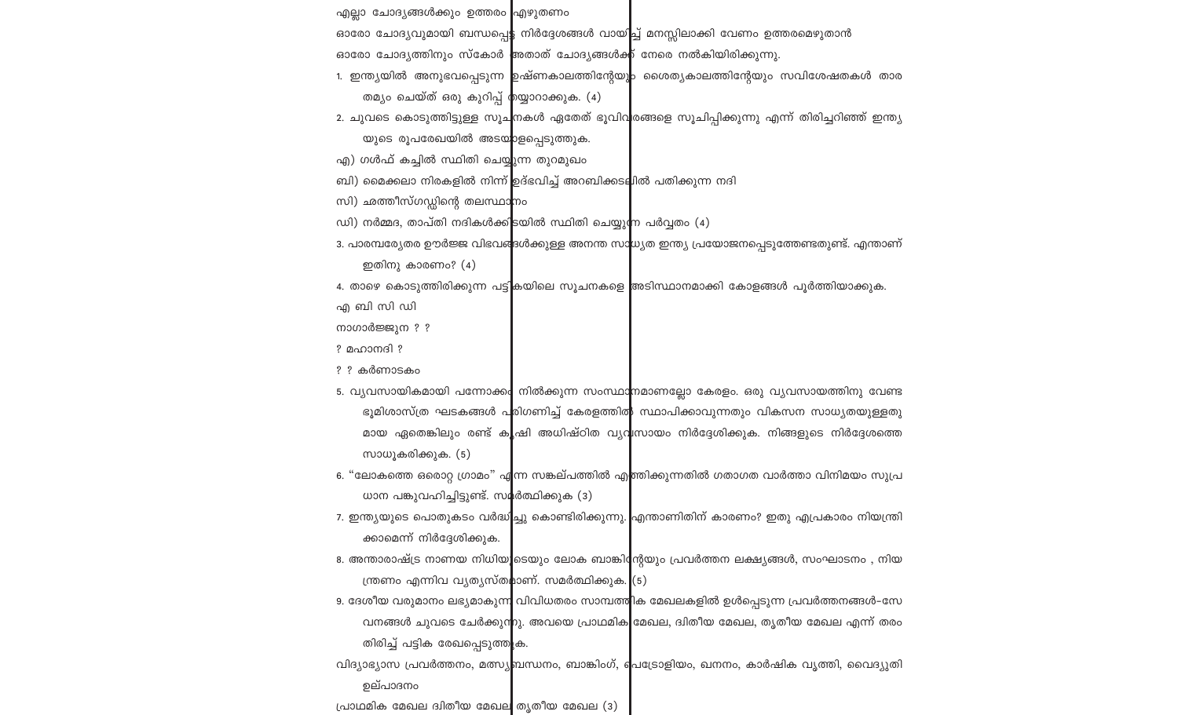എല്ലാ ചോദ്യങ്ങൾക്കും ഉത്തരം എഴുതണം

ഓരോ ചോദ്യവുമായി ബന്ധപ്പെട്ട നിർദ്ദേശങ്ങൾ വായിച്ച് മനസ്സിലാക്കി വേണം ഉത്തരമെഴുതാൻ

ഓരോ ചോദ്യത്തിനും സ്കോർ അതാത് ചോദ്യങ്ങൾക്ക് നേരെ നൽകിയിരിക്കുന്നു.

1. ഇന്ത്യയിൽ അനുഭവപ്പെടുന്ന ഉഷ്ണകാലത്തിന്റേയും ശൈത്യകാലത്തിന്റേയും സവിശേഷതകൾ താരതമ്യം ചെയ്ത് ഒരു കുറിപ്പ് തയ്യാറാക്കുക. (4)
2. ചുവടെ കൊടുത്തിട്ടുള്ള സൂചനകൾ ഏതേത് ഭൂവിവരങ്ങളെ സൂചിപ്പിക്കുന്നു എന്ന് തിരിച്ചറിഞ്ഞ് ഇന്ത്യയുടെ രൂപരേഖയിൽ അടയാളപ്പെടുത്തുക.

എ) ഗൾഫ് കച്ചിൽ സ്ഥിതി ചെയ്യുന്ന തുറമുഖം

ബി) മൈക്കലാ നിരകളിൽ നിന്ന് ഉദ്ഭവിച്ച് അറബിക്കടലിൽ പതിക്കുന്ന നദി

സി) ഛത്തീസ്ഗഢിന്റെ തലസ്ഥാനം

ഡി) നർമ്മദ, താപ്തി നദികൾക്കിടയിൽ സ്ഥിതി ചെയ്യുന്ന പർവ്വതം (4)

3. പാരമ്പര്യേതര ഊർജ്ജ വിഭവങ്ങൾക്കുള്ള അനന്ത സാധ്യത ഇന്ത്യ പ്രയോജനപ്പെടുത്തേണ്ടതുണ്ട്. എന്താണ് ഇതിനു കാരണം? (4)
4. താഴെ കൊടുത്തിരിക്കുന്ന പട്ടികയിലെ സൂചനകളെ അടിസ്ഥാനമാക്കി കോളങ്ങൾ പൂർത്തിയാക്കുക.

എ ബി സി ഡി

നാഗാർജ്ജുന ? ?

? മഹാനദി ?

? ? കർണാടകം

5. വ്യവസായികമായി പന്നോക്കം നിൽക്കുന്ന സംസ്ഥാനമാണല്ലോ കേരളം. ഒരു വ്യവസായത്തിനു വേണ്ട ഭൂമിശാസ്ത്ര ഘടകങ്ങൾ പരിഗണിച്ച് കേരളത്തിൽ സ്ഥാപിക്കാവുന്നതും വികസന സാധ്യതയുള്ളതുമായ ഏതെങ്കിലും രണ്ട് കൃഷി അധിഷ്ഠിത വ്യവസായം നിർദ്ദേശിക്കുക. നിങ്ങളുടെ നിർദ്ദേശത്തെ സാധൂകരിക്കുക. (5)
6. "ലോകത്തെ ഒരൊറ്റ ഗ്രാമം" എന്ന സങ്കല്പത്തിൽ എത്തിക്കുന്നതിൽ ഗതാഗത വാർത്താ വിനിമയം സുപ്രധാന പങ്കുവഹിച്ചിട്ടുണ്ട്. സമർത്ഥിക്കുക (3)
7. ഇന്ത്യയുടെ പൊതുകടം വർദ്ധിച്ചു കൊണ്ടിരിക്കുന്നു. എന്താണിതിന് കാരണം? ഇതു എപ്രകാരം നിയന്ത്രിക്കാമെന്ന് നിർദ്ദേശിക്കുക.
8. അന്താരാഷ്ട്ര നാണയ നിധിയുടെയും ലോക ബാങ്കിന്റെയും പ്രവർത്തന ലക്ഷ്യങ്ങൾ, സംഘാടനം , നിയന്ത്രണം എന്നിവ വ്യത്യസ്തമാണ്. സമർത്ഥിക്കുക. (5)
9. ദേശീയ വരുമാനം ലഭ്യമാകുന്ന വിവിധതരം സാമ്പത്തിക മേഖലകളിൽ ഉൾപ്പെടുന്ന പ്രവർത്തനങ്ങൾ-സേവനങ്ങൾ ചുവടെ ചേർക്കുന്നു. അവയെ പ്രാഥമിക മേഖല, ദ്വിതീയ മേഖല, തൃതീയ മേഖല എന്ന് തരംതിരിച്ച് പട്ടിക രേഖപ്പെടുത്തുക.

വിദ്യാഭ്യാസ പ്രവർത്തനം, മത്സ്യബന്ധനം, ബാങ്കിംഗ്, പെട്രോളിയം, ഖനനം, കാർഷിക വൃത്തി, വൈദ്യുതി ഉല്പാദനം

പ്രാഥമിക മേഖല ദ്വിതീയ മേഖല തൃതീയ മേഖല (3)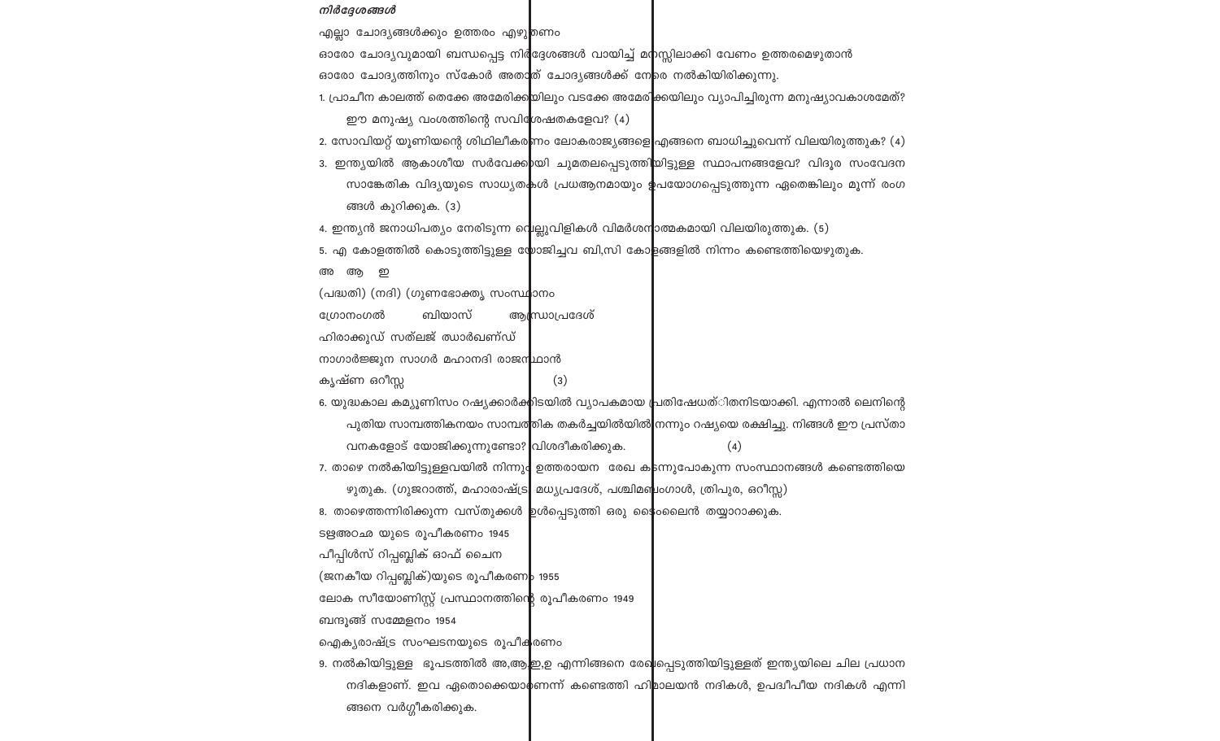*നിർദ്ദേശങ്ങൾ*

എല്ലാ ചോദ്യങ്ങൾക്കും ഉത്തരം എഴുതണം

ഓരോ ചോദ്യവുമായി ബന്ധപ്പെട്ട നിർദ്ദേശങ്ങൾ വായിച്ച് മനസ്സിലാക്കി വേണം ഉത്തരമെഴുതാൻ

ഓരോ ചോദ്യത്തിനും സ്കോർ അതാത് ചോദ്യങ്ങൾക്ക് നേരെ നൽകിയിരിക്കുന്നു.

1. പ്രാചീന കാലത്ത് തെക്കേ അമേരിക്കയിലും വടക്കേ അമേരിക്കയിലും വ്യാപിച്ചിരുന്ന മനുഷ്യാവകാശമേത്? ഈ മനുഷ്യ വംശത്തിന്റെ സവിശേഷതകളേവ? (4)
2. സോവിയറ്റ് യൂണിയന്റെ ശിഥിലീകരണം ലോകരാജ്യങ്ങളെ എങ്ങനെ ബാധിച്ചുവെന്ന് വിലയിരുത്തുക? (4)
3. ഇന്ത്യയിൽ ആകാശീയ സർവേക്കായി ചുമതലപ്പെടുത്തിയിട്ടുള്ള സ്ഥാപനങ്ങളേവ? വിദൂര സംവേദന സാങ്കേതിക വിദ്യയുടെ സാധ്യതകൾ പ്രധആനമായും ഉപയോഗപ്പെടുത്തുന്ന ഏതെങ്കിലും മൂന്ന് രംഗങ്ങൾ കുറിക്കുക. (3)
4. ഇന്ത്യൻ ജനാധിപത്യം നേരിടുന്ന വെല്ലുവിളികൾ വിമർശനാത്മകമായി വിലയിരുത്തുക. (5)
5. എ കോളത്തിൽ കൊടുത്തിട്ടുള്ള യോജിച്ചവ ബി,സി കോളങ്ങളിൽ നിന്നം കണ്ടെത്തിയെഴുതുക.

| അ (പദ്ധതി) | ആ (നദി) | ഇ (ഗുണഭോക്തൃ സംസ്ഥാനം |
|---|---|---|
| ഗ്രോനംഗൽ | ബിയാസ് | ആന്ധ്രാപ്രദേശ് |
| ഹിരാക്കുഡ് | സത്‌ലജ് | ഝാർഖണ്ഡ് |
| നാഗാർജ്ജുന സാഗർ | മഹാനദി | രാജസ്ഥാൻ |
| | കൃഷ്ണ | ഒറീസ്സ |

(3)

6. യുദ്ധകാല കമ്യൂണിസം റഷ്യക്കാർക്കിടയിൽ വ്യാപകമായ പ്രതിഷേധത്ിതനിടയാക്കി. എന്നാൽ ലെനിന്റെ പുതിയ സാമ്പത്തികനയം സാമ്പത്തിക തകർച്ചയിൽയിൽ നിന്നും റഷ്യയെ രക്ഷിച്ചു. നിങ്ങൾ ഈ പ്രസ്താവനകളോട് യോജിക്കുന്നുണ്ടോ? വിശദീകരിക്കുക. (4)
7. താഴെ നൽകിയിട്ടുള്ളവയിൽ നിന്നും ഉത്തരായന രേഖ കടന്നുപോകുന്ന സംസ്ഥാനങ്ങൾ കണ്ടെത്തിയെഴുതുക. (ഗുജറാത്ത്, മഹാരാഷ്ട്ര, മധ്യപ്രദേശ്, പശ്ചിമബംഗാൾ, ത്രിപുര, ഒറീസ്സ)
8. താഴെത്തന്നിരിക്കുന്ന വസ്തുക്കൾ ഉൾപ്പെടുത്തി ഒരു ടൈംലൈൻ തയ്യാറാക്കുക.

ടള്ളഅഠഛ യുടെ രൂപീകരണം 1945

പീപ്പിൾസ് റിപ്പബ്ലിക് ഓഫ് ചൈന

(ജനകീയ റിപ്പബ്ലിക്)യുടെ രൂപീകരണം 1955

ലോക സീയോണിസ്റ്റ് പ്രസ്ഥാനത്തിന്റെ രൂപീകരണം 1949

ബന്ദൂങ് സമ്മേളനം 1954

ഐക്യരാഷ്ട്ര സംഘടനയുടെ രൂപീകരണം

9. നൽകിയിട്ടുള്ള ഭൂപടത്തിൽ അ,ആ,ഇ,ഉ എന്നിങ്ങനെ രേഖപ്പെടുത്തിയിട്ടുള്ളത് ഇന്ത്യയിലെ ചില പ്രധാന നദികളാണ്. ഇവ ഏതൊക്കെയാണെന്ന് കണ്ടെത്തി ഹിമാലയൻ നദികൾ, ഉപദ്വീപീയ നദികൾ എന്നിങ്ങനെ വർഗ്ഗീകരിക്കുക.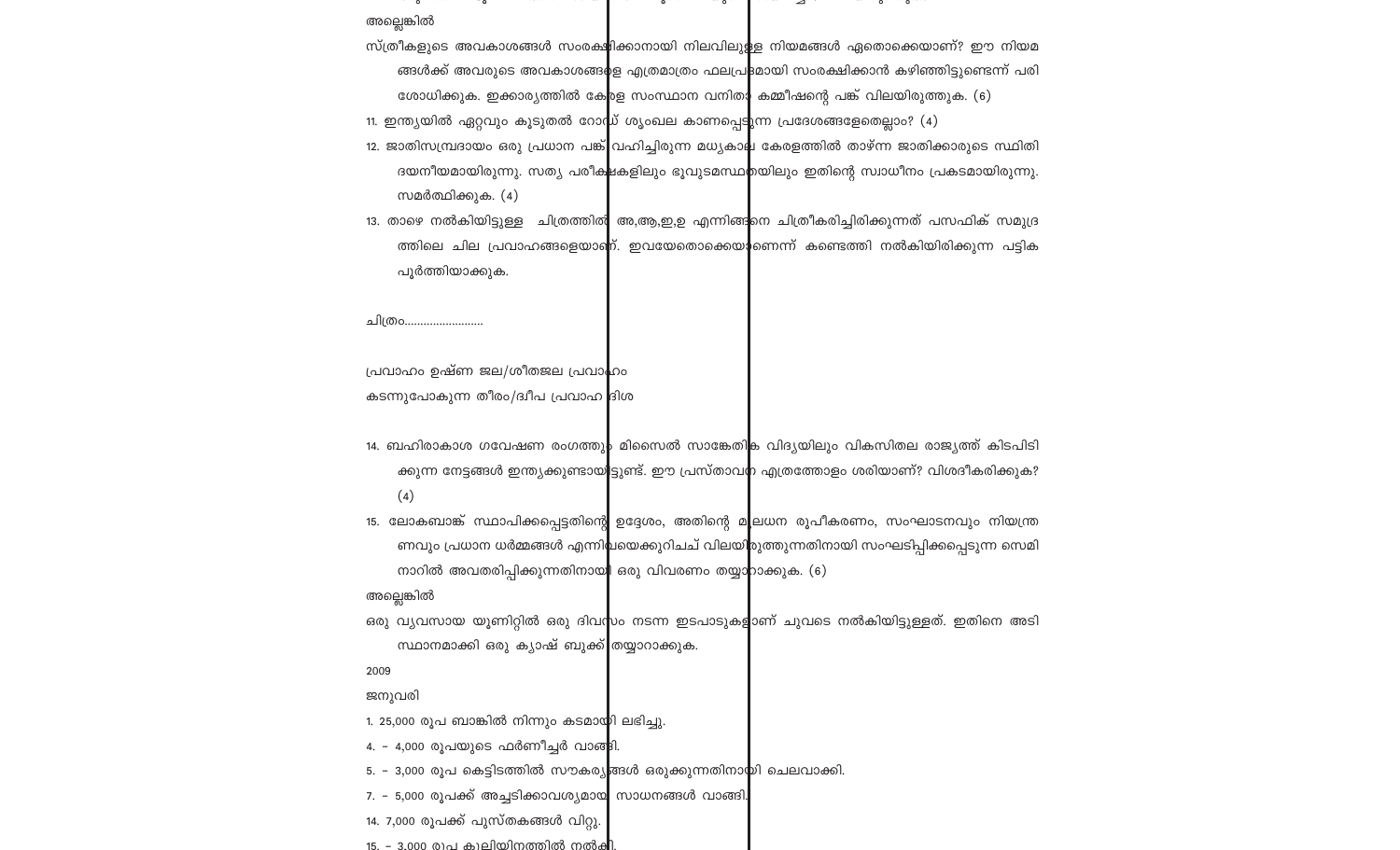അല്ലെങ്കിൽ

സ്ത്രീകളുടെ അവകാശങ്ങൾ സംരക്ഷിക്കാനായി നിലവിലുള്ള നിയമങ്ങൾ ഏതൊക്കെയാണ്? ഈ നിയമങ്ങൾക്ക് അവരുടെ അവകാശങ്ങളെ എത്രമാത്രം ഫലപ്രദമായി സംരക്ഷിക്കാൻ കഴിഞ്ഞിട്ടുണ്ടെന്ന് പരിശോധിക്കുക. ഇക്കാര്യത്തിൽ കേരള സംസ്ഥാന വനിതാ കമ്മീഷന്റെ പങ്ക് വിലയിരുത്തുക. (6)

11. ഇന്ത്യയിൽ ഏറ്റവും കൂടുതൽ റോഡ് ശൃംഖല കാണപ്പെടുന്ന പ്രദേശങ്ങളേതെല്ലാം? (4)

12. ജാതിസമ്പ്രദായം ഒരു പ്രധാന പങ്ക് വഹിച്ചിരുന്ന മധ്യകാല കേരളത്തിൽ താഴ്ന്ന ജാതിക്കാരുടെ സ്ഥിതി ദയനീയമായിരുന്നു. സത്യ പരീക്ഷകളിലും ഭൂവുടമസ്ഥതയിലും ഇതിന്റെ സ്വാധീനം പ്രകടമായിരുന്നു. സമർത്ഥിക്കുക. (4)

13. താഴെ നൽകിയിട്ടുള്ള ചിത്രത്തിൽ അ,ആ,ഇ,ഉ എന്നിങ്ങനെ ചിത്രീകരിച്ചിരിക്കുന്നത് പസഫിക് സമുദ്രത്തിലെ ചില പ്രവാഹങ്ങളെയാണ്. ഇവയേതൊക്കെയാണെന്ന് കണ്ടെത്തി നൽകിയിരിക്കുന്ന പട്ടിക പൂർത്തിയാക്കുക.

ചിത്രം........................

പ്രവാഹം ഉഷ്ണ ജല/ശീതജല പ്രവാഹം

കടന്നുപോകുന്ന തീരം/ദ്വീപ പ്രവാഹ ദിശ

14. ബഹിരാകാശ ഗവേഷണ രംഗത്തും മിസൈൽ സാങ്കേതിക വിദ്യയിലും വികസിത രാജ്യത്ത് കിടപിടിക്കുന്ന നേട്ടങ്ങൾ ഇന്ത്യക്കുണ്ടായിട്ടുണ്ട്. ഈ പ്രസ്താവന എത്രത്തോളം ശരിയാണ്? വിശദീകരിക്കുക? (4)

15. ലോകബാങ്ക് സ്ഥാപിക്കപ്പെട്ടതിന്റെ ഉദ്ദേശം, അതിന്റെ മൂലധന രൂപീകരണം, സംഘാടനവും നിയന്ത്രണവും പ്രധാന ധർമ്മങ്ങൾ എന്നിവയെക്കുറിചച് വിലയിരുത്തുന്നതിനായി സംഘടിപ്പിക്കപ്പെടുന്ന സെമിനാറിൽ അവതരിപ്പിക്കുന്നതിനായി ഒരു വിവരണം തയ്യാറാക്കുക. (6)

അല്ലെങ്കിൽ

ഒരു വ്യവസായ യൂണിറ്റിൽ ഒരു ദിവസം നടന്ന ഇടപാടുകളാണ് ചുവടെ നൽകിയിട്ടുള്ളത്. ഇതിനെ അടിസ്ഥാനമാക്കി ഒരു ക്യാഷ് ബുക്ക് തയ്യാറാക്കുക.

2009

ജനുവരി

1. 25,000 രൂപ ബാങ്കിൽ നിന്നും കടമായി ലഭിച്ചു.

4. - 4,000 രൂപയുടെ ഫർണീച്ചർ വാങ്ങി.

5. - 3,000 രൂപ കെട്ടിടത്തിൽ സൗകര്യങ്ങൾ ഒരുക്കുന്നതിനായി ചെലവാക്കി.

7. - 5,000 രൂപക്ക് അച്ചടിക്കാവശ്യമായ സാധനങ്ങൾ വാങ്ങി.

14. 7,000 രൂപക്ക് പുസ്തകങ്ങൾ വിറ്റു.

15. - 3,000 രൂപ കൂലിയിനത്തിൽ നൽകി.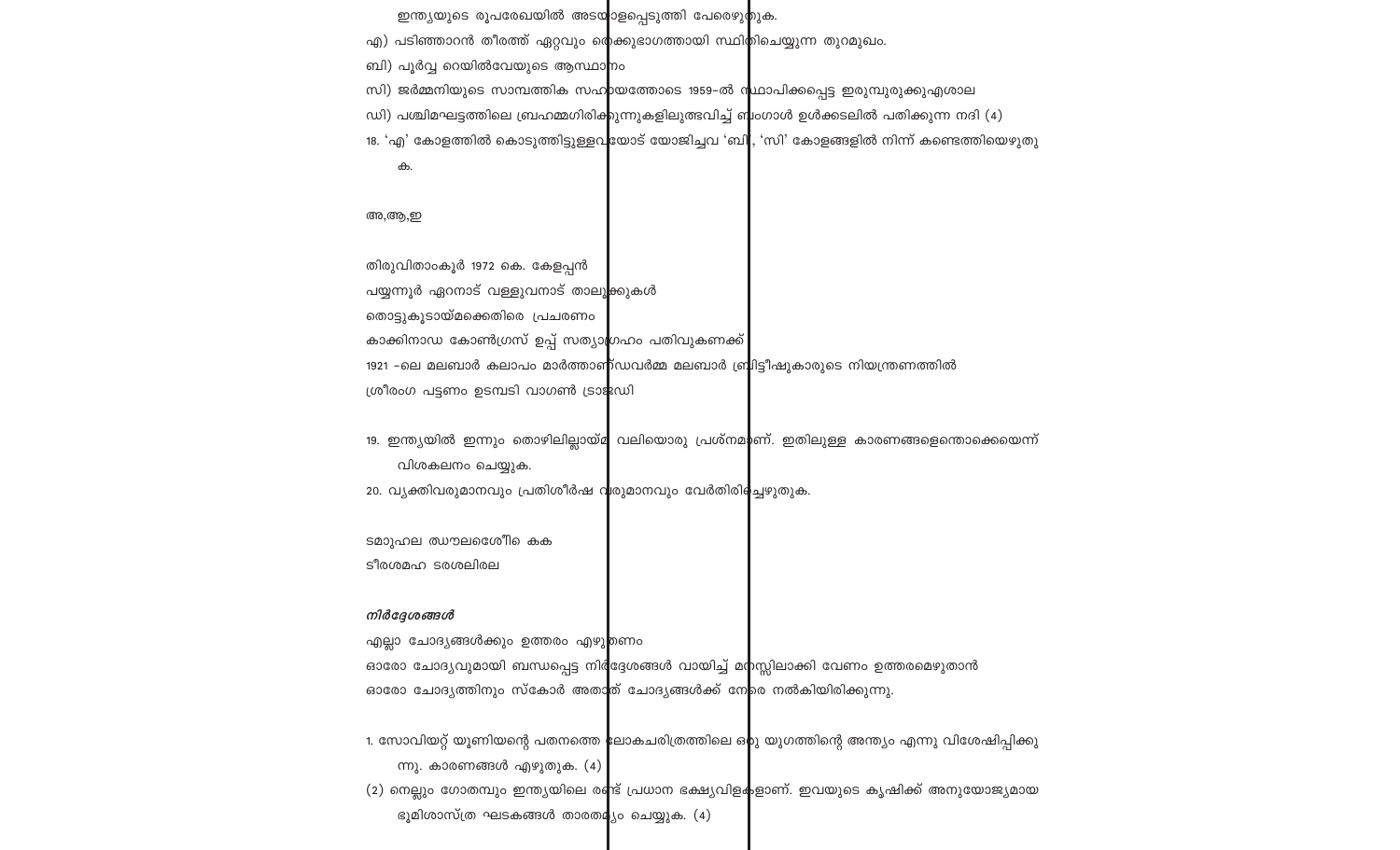ഇന്ത്യയുടെ രൂപരേഖയിൽ അടയാളപ്പെടുത്തി പേരെഴുതുക.

എ) പടിഞ്ഞാറൻ തീരത്ത് ഏറ്റവും തെക്കുഭാഗത്തായി സ്ഥിതിചെയ്യുന്ന തുറമുഖം.

ബി) പൂർവ്വ റെയിൽവേയുടെ ആസ്ഥാനം

സി) ജർമ്മനിയുടെ സാമ്പത്തിക സഹായത്തോടെ 1959-ൽ സ്ഥാപിക്കപ്പെട്ട ഇരുമ്പുരുക്കുഎശാല

ഡി) പശ്ചിമഘട്ടത്തിലെ ബ്രഹ്മഗിരിക്കുന്നുകളിലുത്ഭവിച്ച് ബംഗാൾ ഉൾക്കടലിൽ പതിക്കുന്ന നദി (4)

18. 'എ' കോളത്തിൽ കൊടുത്തിട്ടുള്ളവയോട് യോജിച്ചവ 'ബി', 'സി' കോളങ്ങളിൽ നിന്ന് കണ്ടെത്തിയെഴുതുക.

അ,ആ,ഇ

തിരുവിതാംകൂർ 1972 കെ. കേളപ്പൻ

പയ്യന്നൂർ ഏറനാട് വള്ളുവനാട് താലൂക്കുകൾ

തൊട്ടുകൂടായ്മക്കെതിരെ പ്രചരണം

കാക്കിനാഡ കോൺഗ്രസ് ഉപ്പ് സത്യാഗ്രഹം പതിവുകണക്ക്

1921 -ലെ മലബാർ കലാപം മാർത്താണ്ഡവർമ്മ മലബാർ ബ്രിട്ടീഷുകാരുടെ നിയന്ത്രണത്തിൽ

ശ്രീരംഗ പട്ടണം ഉടമ്പടി വാഗൺ ട്രാജഡി

19. ഇന്ത്യയിൽ ഇന്നും തൊഴിലില്ലായ്മ വലിയൊരു പ്രശ്നമാണ്. ഇതിലുള്ള കാരണങ്ങളെന്തൊക്കെയെന്ന് വിശകലനം ചെയ്യുക.

20. വ്യക്തിവരുമാനവും പ്രതിശീർഷ വരുമാനവും വേർതിരിച്ചെഴുതുക.

ടമാുഹല ഝൗലശേീി കക

ടീരശമഹ ടരശലിരല

***നിർദ്ദേശങ്ങൾ***

എല്ലാ ചോദ്യങ്ങൾക്കും ഉത്തരം എഴുതണം

ഓരോ ചോദ്യവുമായി ബന്ധപ്പെട്ട നിർദ്ദേശങ്ങൾ വായിച്ച് മനസ്സിലാക്കി വേണം ഉത്തരമെഴുതാൻ

ഓരോ ചോദ്യത്തിനും സ്കോർ അതാത് ചോദ്യങ്ങൾക്ക് നേരെ നൽകിയിരിക്കുന്നു.

1. സോവിയറ്റ് യൂണിയന്റെ പതനത്തെ ലോകചരിത്രത്തിലെ ഒരു യുഗത്തിന്റെ അന്ത്യം എന്നു വിശേഷിപ്പിക്കുന്നു. കാരണങ്ങൾ എഴുതുക. (4)

(2) നെല്ലും ഗോതമ്പും ഇന്ത്യയിലെ രണ്ട് പ്രധാന ഭക്ഷ്യവിളകളാണ്. ഇവയുടെ കൃഷിക്ക് അനുയോജ്യമായ ഭൂമിശാസ്ത്ര ഘടകങ്ങൾ താരതമ്യം ചെയ്യുക. (4)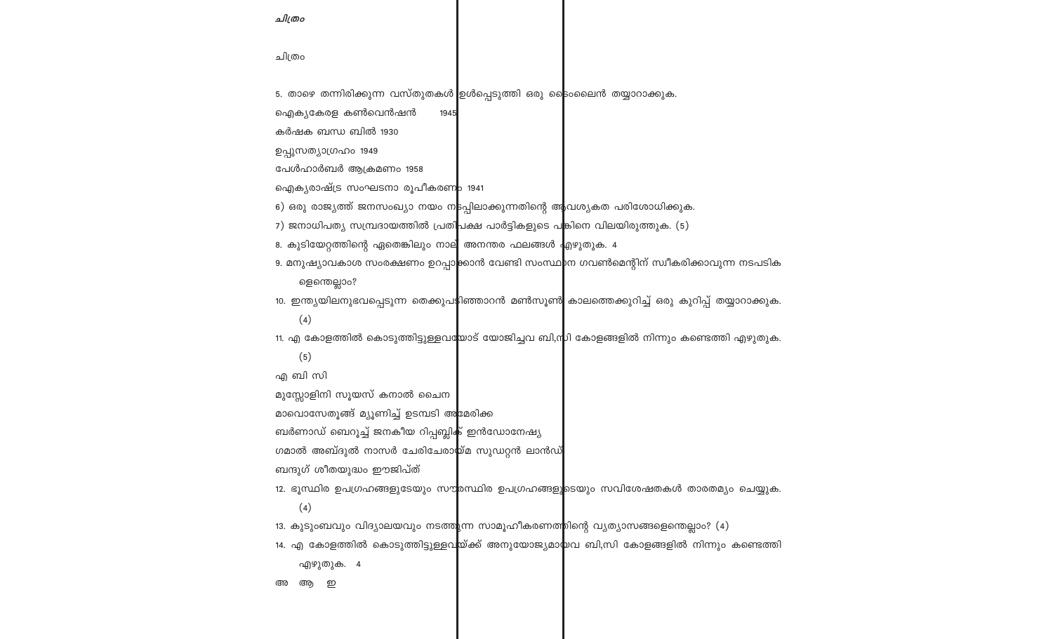*ചിത്രം*

ചിത്രം

5. താഴെ തന്നിരിക്കുന്ന വസ്തുതകൾ ഉൾപ്പെടുത്തി ഒരു ടൈംലൈൻ തയ്യാറാക്കുക.

ഐക്യകേരള കൺവെൻഷൻ 1945

കർഷക ബന്ധ ബിൽ 1930

ഉപ്പുസത്യാഗ്രഹം 1949

പേൾഹാർബർ ആക്രമണം 1958

ഐക്യരാഷ്ട്ര സംഘടനാ രൂപീകരണം 1941

6) ഒരു രാജ്യത്ത് ജനസംഖ്യാ നയം നടപ്പിലാക്കുന്നതിന്റെ ആവശ്യകത പരിശോധിക്കുക.

7) ജനാധിപത്യ സമ്പ്രദായത്തിൽ പ്രതിപക്ഷ പാർട്ടികളുടെ പങ്കിനെ വിലയിരുത്തുക. (5)

8. കുടിയേറ്റത്തിന്റെ ഏതെങ്കിലും നാല് അനന്തര ഫലങ്ങൾ എഴുതുക. 4

9. മനുഷ്യാവകാശ സംരക്ഷണം ഉറപ്പാക്കാൻ വേണ്ടി സംസ്ഥാന ഗവൺമെന്റിന് സ്വീകരിക്കാവുന്ന നടപടികളെന്തെല്ലാം?

10. ഇന്ത്യയിലനുഭവപ്പെടുന്ന തെക്കുപടിഞ്ഞാറൻ മൺസൂൺ കാലത്തെക്കുറിച്ച് ഒരു കുറിപ്പ് തയ്യാറാക്കുക. (4)

11. എ കോളത്തിൽ കൊടുത്തിട്ടുള്ളവയോട് യോജിച്ചവ ബി,സി കോളങ്ങളിൽ നിന്നും കണ്ടെത്തി എഴുതുക. (5)

എ ബി സി

മുസ്സോളിനി സൂയസ് കനാൽ ചൈന

മാവൊസേതുങ്ങ് മ്യൂണിച്ച് ഉടമ്പടി അമേരിക്ക

ബർണാഡ് ബെറൂച്ച് ജനകീയ റിപ്പബ്ലിക് ഇൻഡോനേഷ്യ

ഗമാൽ അബ്ദുൽ നാസർ ചേരിചേരായ്മ സുഡേറ്റൻ ലാൻഡ്

ബന്ദുഗ് ശീതയുദ്ധം ഈജിപ്ത്

12. ഭൂസ്ഥിര ഉപഗ്രഹങ്ങളുടേയും സൗരസ്ഥിര ഉപഗ്രഹങ്ങളുടെയും സവിശേഷതകൾ താരതമ്യം ചെയ്യുക. (4)

13. കുടുംബവും വിദ്യാലയവും നടത്തുന്ന സാമൂഹീകരണത്തിന്റെ വ്യത്യാസങ്ങളെന്തെല്ലാം? (4)

14. എ കോളത്തിൽ കൊടുത്തിട്ടുള്ളവയ്ക്ക് അനുയോജ്യമായവ ബി,സി കോളങ്ങളിൽ നിന്നും കണ്ടെത്തി എഴുതുക. 4

അ ആ ഇ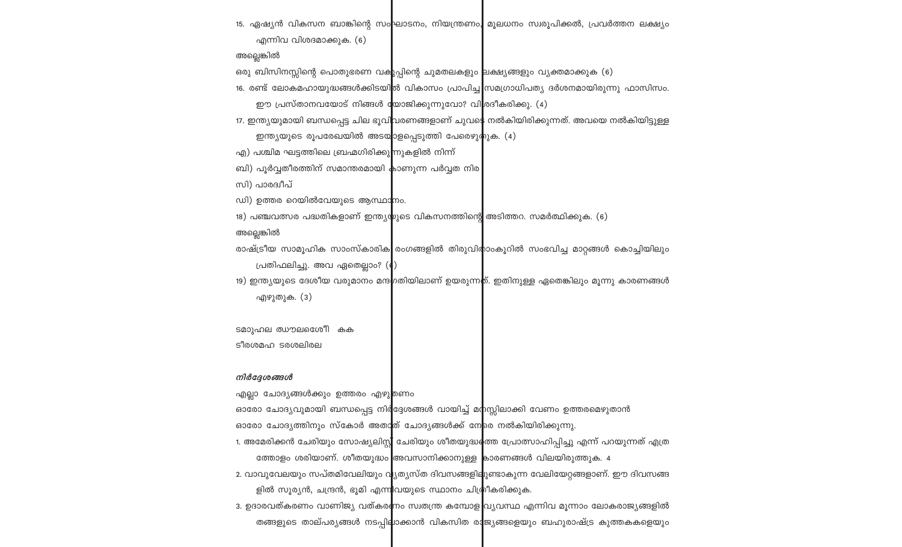15. ഏഷ്യൻ വികസന ബാങ്കിന്റെ സംഘാടനം, നിയന്ത്രണം, മൂലധനം സ്വരൂപിക്കൽ, പ്രവർത്തന ലക്ഷ്യം എന്നിവ വിശദമാക്കുക. (6)

അല്ലെങ്കിൽ

ഒരു ബിസിനസ്സിന്റെ പൊതുഭരണ വകുപ്പിന്റെ ചുമതലകളും ലക്ഷ്യങ്ങളും വ്യക്തമാക്കുക (6)

16. രണ്ട് ലോകമഹായുദ്ധങ്ങൾക്കിടയിൽ വികാസം പ്രാപിച്ച സമഗ്രാധിപത്യ ദർശനമായിരുന്നു ഫാസിസം. ഈ പ്രസ്താവനയോട് നിങ്ങൾ യോജിക്കുന്നുവോ? വിശദീകരിക്കു. (4)

17. ഇന്ത്യയുമായി ബന്ധപ്പെട്ട ചില ഭൂവിവരണങ്ങളാണ് ചുവടെ നൽകിയിരിക്കുന്നത്. അവയെ നൽകിയിട്ടുള്ള ഇന്ത്യയുടെ രൂപരേഖയിൽ അടയാളപ്പെടുത്തി പേരെഴുതുക. (4)

എ) പശ്ചിമ ഘട്ടത്തിലെ ബ്രഹ്മഗിരിക്കുന്നുകളിൽ നിന്ന്

ബി) പൂർവ്വതീരത്തിന് സമാന്തരമായി കാണുന്ന പർവ്വത നിര

സി) പാരദ്വീപ്

ഡി) ഉത്തര റെയിൽവേയുടെ ആസ്ഥാനം.

18) പഞ്ചവത്സര പദ്ധതികളാണ് ഇന്ത്യയുടെ വികസനത്തിന്റെ അടിത്തറ. സമർത്ഥിക്കുക. (6)

അല്ലെങ്കിൽ

രാഷ്ട്രീയ സാമൂഹിക സാംസ്കാരിക രംഗങ്ങളിൽ തിരുവിതാംകൂറിൽ സംഭവിച്ച മാറ്റങ്ങൾ കൊച്ചിയിലും പ്രതിഫലിച്ചു. അവ ഏതെല്ലാം? (6)

19) ഇന്ത്യയുടെ ദേശീയ വരുമാനം മന്ദഗതിയിലാണ് ഉയരുന്നത്. ഇതിനുള്ള ഏതെങ്കിലും മൂന്നു കാരണങ്ങൾ എഴുതുക. (3)

ടമാുഹല ഝൗലലശേീി കക

ടീരശമഹ ടരശലിരല

***നിർദ്ദേശങ്ങൾ***

എല്ലാ ചോദ്യങ്ങൾക്കും ഉത്തരം എഴുതണം

ഓരോ ചോദ്യവുമായി ബന്ധപ്പെട്ട നിർദ്ദേശങ്ങൾ വായിച്ച് മനസ്സിലാക്കി വേണം ഉത്തരമെഴുതാൻ

ഓരോ ചോദ്യത്തിനും സ്കോർ അതാത് ചോദ്യങ്ങൾക്ക് നേരെ നൽകിയിരിക്കുന്നു.

1. അമേരിക്കൻ ചേരിയും സോഷ്യലിസ്റ്റ് ചേരിയും ശീതയുദ്ധത്തെ പ്രോത്സാഹിപ്പിച്ചു എന്ന് പറയുന്നത് എത്രത്തോളം ശരിയാണ്. ശീതയുദ്ധം അവസാനിക്കാനുള്ള കാരണങ്ങൾ വിലയിരുത്തുക. 4

2. വാവുവേലയും സപ്തമിവേലയും വ്യത്യസ്ത ദിവസങ്ങളിലുണ്ടാകുന്ന വേലിയേറ്റങ്ങളാണ്. ഈ ദിവസങ്ങളിൽ സൂര്യൻ, ചന്ദ്രൻ, ഭൂമി എന്നിവയുടെ സ്ഥാനം ചിത്രീകരിക്കുക.

3. ഉദാരവത്കരണം വാണിജ്യ വത്കരണം സ്വതന്ത്ര കമ്പോള വ്യവസ്ഥ എന്നിവ മൂന്നാം ലോകരാജ്യങ്ങളിൽ തങ്ങളുടെ താല്പര്യങ്ങൾ നടപ്പിലാക്കാൻ വികസിത രാജ്യങ്ങളെയും ബഹുരാഷ്ട്ര കുത്തകകളെയും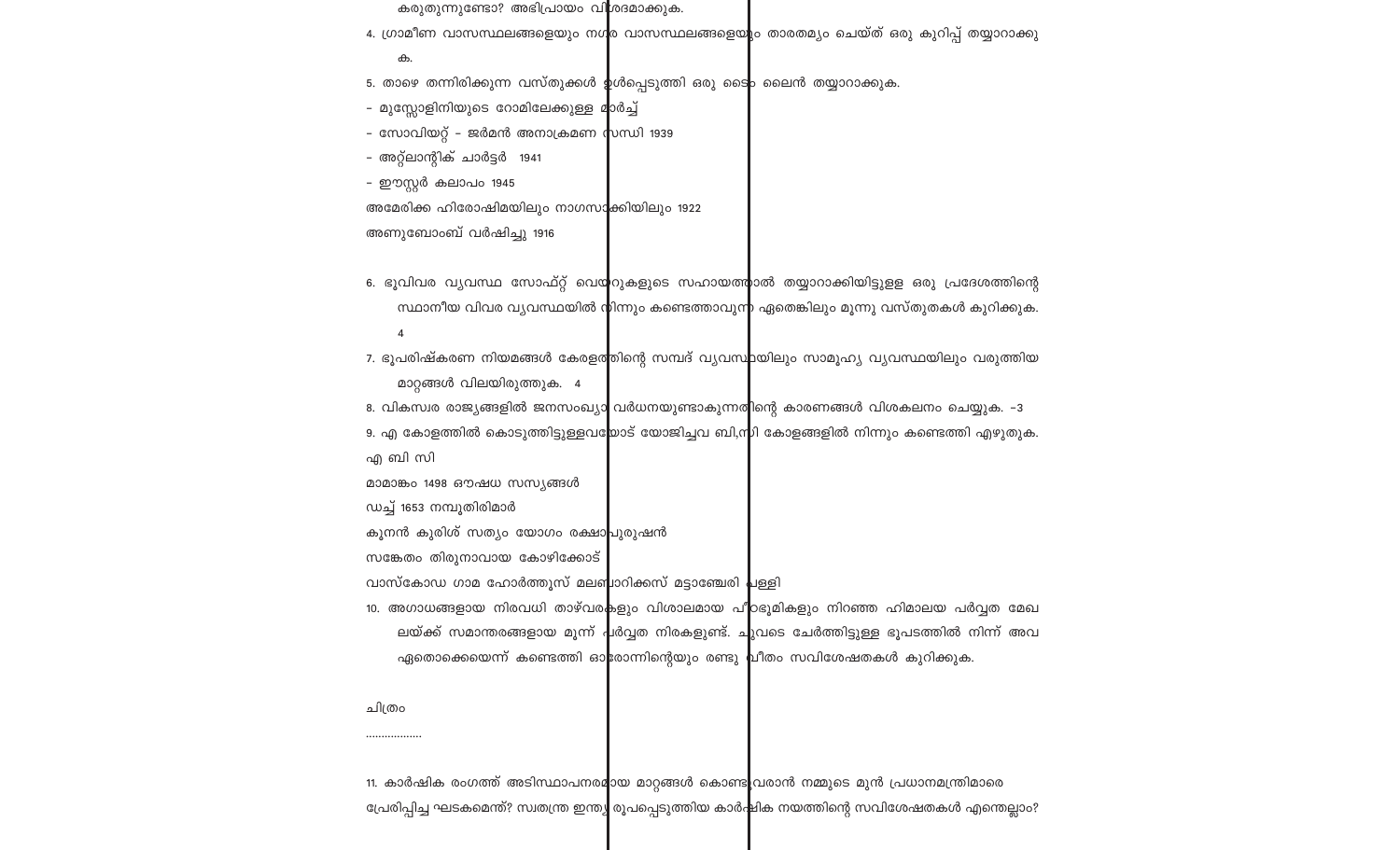കരുതുന്നുണ്ടോ? അഭിപ്രായം വിശദമാക്കുക.

4. ഗ്രാമീണ വാസസ്ഥലങ്ങളെയും നഗര വാസസ്ഥലങ്ങളെയും താരതമ്യം ചെയ്ത് ഒരു കുറിപ്പ് തയ്യാറാക്കുക.

5. താഴെ തന്നിരിക്കുന്ന വസ്തുക്കൾ ഉൾപ്പെടുത്തി ഒരു ടൈം ലൈൻ തയ്യാറാക്കുക.

- മുസ്സോളിനിയുടെ റോമിലേക്കുള്ള മാർച്ച്
- സോവിയറ്റ് – ജർമൻ അനാക്രമണ സന്ധി 1939
- അറ്റ്ലാന്റിക് ചാർട്ടർ 1941
- ഈസ്റ്റർ കലാപം 1945

അമേരിക്ക ഹിരോഷിമയിലും നാഗസാക്കിയിലും 1922

അണുബോംബ് വർഷിച്ചു 1916

6. ഭൂവിവര വ്യവസ്ഥ സോഫ്റ്റ് വെയറുകളുടെ സഹായത്താൽ തയ്യാറാക്കിയിട്ടുള്ള ഒരു പ്രദേശത്തിന്റെ സ്ഥാനീയ വിവര വ്യവസ്ഥയിൽ നിന്നും കണ്ടെത്താവുന്ന ഏതെങ്കിലും മൂന്നു വസ്തുതകൾ കുറിക്കുക. 4

7. ഭൂപരിഷ്കരണ നിയമങ്ങൾ കേരളത്തിന്റെ സമ്പദ് വ്യവസ്ഥയിലും സാമൂഹ്യ വ്യവസ്ഥയിലും വരുത്തിയ മാറ്റങ്ങൾ വിലയിരുത്തുക. 4

8. വികസ്വര രാജ്യങ്ങളിൽ ജനസംഖ്യാ വർധനയുണ്ടാകുന്നതിന്റെ കാരണങ്ങൾ വിശകലനം ചെയ്യുക. -3

9. എ കോളത്തിൽ കൊടുത്തിട്ടുള്ളവയോട് യോജിച്ചവ ബി,സി കോളങ്ങളിൽ നിന്നും കണ്ടെത്തി എഴുതുക.

എ ബി സി

മാമാങ്കം 1498 ഔഷധ സസ്യങ്ങൾ

ഡച്ച് 1653 നമ്പൂതിരിമാർ

കൂനൻ കുരിശ് സത്യം യോഗം രക്ഷാപുരുഷൻ

സങ്കേതം തിരുനാവായ കോഴിക്കോട്

വാസ്കോഡ ഗാമ ഹോർത്തൂസ് മലബാറിക്കസ് മട്ടാഞ്ചേരി പള്ളി

10. അഗാധങ്ങളായ നിരവധി താഴ്‌വരകളും വിശാലമായ പീഠഭൂമികളും നിറഞ്ഞ ഹിമാലയ പർവ്വത മേഖലയ്ക്ക് സമാന്തരങ്ങളായ മൂന്ന് പർവ്വത നിരകളുണ്ട്. ചുവടെ ചേർത്തിട്ടുള്ള ഭൂപടത്തിൽ നിന്ന് അവ ഏതൊക്കെയെന്ന് കണ്ടെത്തി ഓരോന്നിന്റെയും രണ്ടു വീതം സവിശേഷതകൾ കുറിക്കുക.

ചിത്രം

.................

11. കാർഷിക രംഗത്ത് അടിസ്ഥാനപരമായ മാറ്റങ്ങൾ കൊണ്ടുവരാൻ നമ്മുടെ മുൻ പ്രധാനമന്ത്രിമാരെ പ്രേരിപ്പിച്ച ഘടകമെന്ത്? സ്വതന്ത്ര ഇന്ത്യ രൂപപ്പെടുത്തിയ കാർഷിക നയത്തിന്റെ സവിശേഷതകൾ എന്തെല്ലാം?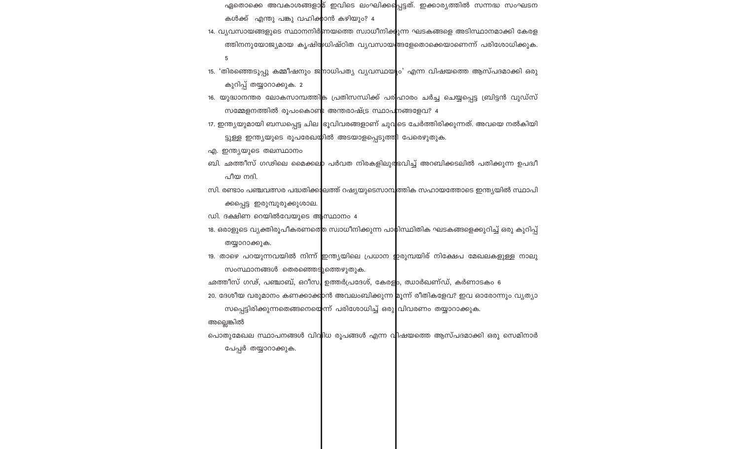ഏതൊക്കെ അവകാശങ്ങളാണ് ഇവിടെ ലംഘിക്കപ്പെട്ടത്. ഇക്കാര്യത്തിൽ സന്നദ്ധ സംഘടനകൾക്ക് എന്തു പങ്കു വഹിക്കാൻ കഴിയും? 4

14. വ്യവസായങ്ങളുടെ സ്ഥാനനിർണയത്തെ സ്വാധീനിക്കുന്ന ഘടകങ്ങളെ അടിസ്ഥാനമാക്കി കേരളത്തിനനുയോജ്യമായ കൃഷിയധിഷ്ഠിത വ്യവസായങ്ങളേതൊക്കെയാണെന്ന് പരിശോധിക്കുക. 5

15. 'തിരഞ്ഞെടുപ്പു കമ്മീഷനും ജനാധിപത്യ വ്യവസ്ഥയും' എന്ന വിഷയത്തെ ആസ്പദമാക്കി ഒരു കുറിപ്പ് തയ്യാറാക്കുക. 2

16. യുദ്ധാനന്തര ലോകസാമ്പത്തിക പ്രതിസന്ധിക്ക് പരിഹാരം ചർച്ച ചെയ്യപ്പെട്ട ബ്രിട്ടൻ വുഡ്സ് സമ്മേളനത്തിൽ രൂപംകൊണ്ട അന്തരാഷ്ട്ര സ്ഥാപനങ്ങളേവ? 4

17. ഇന്ത്യയുമായി ബന്ധപ്പെട്ട ചില ഭൂവിവരങ്ങളാണ് ചുവടെ ചേർത്തിരിക്കുന്നത്. അവയെ നൽകിയിട്ടുള്ള ഇന്ത്യയുടെ രൂപരേഖയിൽ അടയാളപ്പെടുത്തി പേരെഴുതുക.

എ. ഇന്ത്യയുടെ തലസ്ഥാനം

ബി. ഛത്തീസ് ഗഢിലെ മൈക്കലാ പർവത നിരകളിലുദ്ഭവിച്ച് അറബിക്കടലിൽ പതിക്കുന്ന ഉപദ്വീപീയ നദി.

സി. രണ്ടാം പഞ്ചവത്സര പദ്ധതിക്കാലത്ത് റഷ്യയുടെസാമ്പത്തിക സഹായത്തോടെ ഇന്ത്യയിൽ സ്ഥാപിക്കപ്പെട്ട ഇരുമ്പുരുക്കുശാല.

ഡി. ദക്ഷിണ റെയിൽവേയുടെ ആസ്ഥാനം 4

18. ഒരാളുടെ വ്യക്തിരൂപീകരണത്തെ സ്വാധീനിക്കുന്ന പാരിസ്ഥിതിക ഘടകങ്ങളെക്കുറിച്ച് ഒരു കുറിപ്പ് തയ്യാറാക്കുക.

19. താഴെ പറയുന്നവയിൽ നിന്ന് ഇന്ത്യയിലെ പ്രധാന ഇരുമ്പയിര് നിക്ഷേപ മേഖലകളുള്ള നാലു സംസ്ഥാനങ്ങൾ തെരഞ്ഞെടുത്തെഴുതുക.

ഛത്തീസ് ഗഢ്, പഞ്ചാബ്, ഒറീസ, ഉത്തർപ്രദേശ്, കേരളം, ഝാർഖണ്ഡ്, കർണാടകം 6

20. ദേശീയ വരുമാനം കണക്കാക്കാൻ അവലംബിക്കുന്ന മൂന്ന് രീതികളേവ? ഇവ ഓരോന്നും വ്യത്യാസപ്പെട്ടിരിക്കുന്നതെങ്ങനെയെന്ന് പരിശോധിച്ച് ഒരു വിവരണം തയ്യാറാക്കുക.

അല്ലെങ്കിൽ

പൊതുമേഖല സ്ഥാപനങ്ങൾ വിവിധ രൂപങ്ങൾ എന്ന വിഷയത്തെ ആസ്പദമാക്കി ഒരു സെമിനാർ പേപ്പർ തയ്യാറാക്കുക.